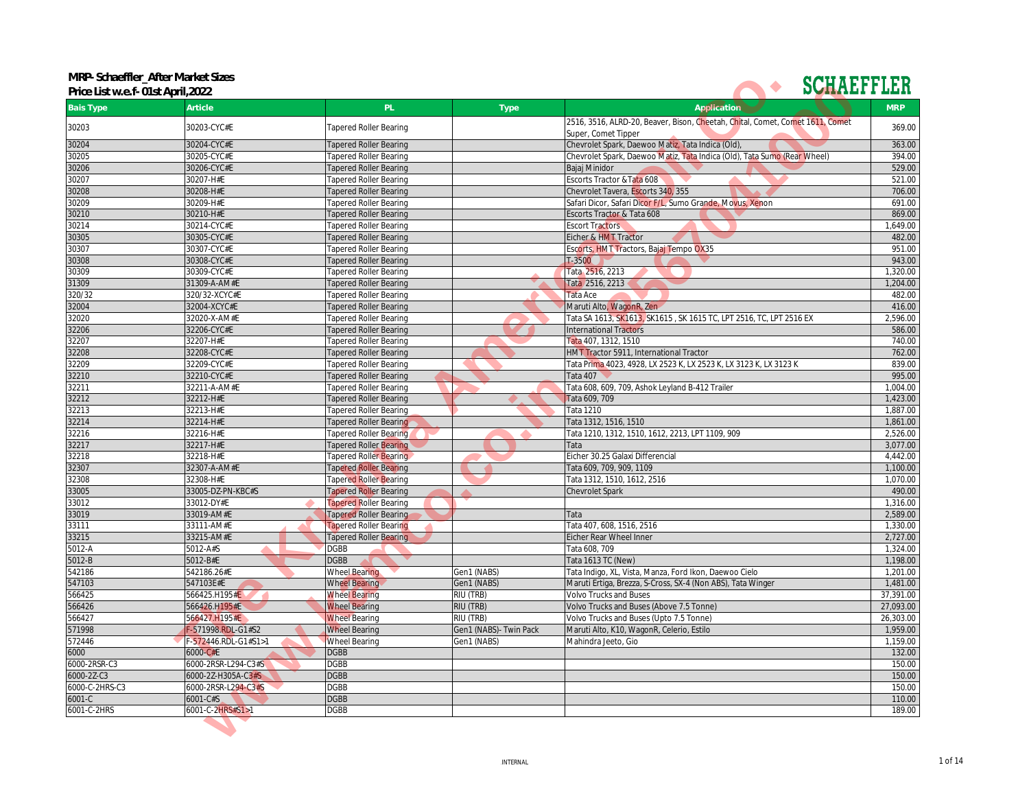**MRP- Schaeffler_After Market Sizes**
**Price List w.e.f- 01st April,2022**

SCHAEFFLER

| Bais Type | Article | PL | Type | Application | MRP |
|---|---|---|---|---|---|
| 30203 | 30203-CYC#E | Tapered Roller Bearing | | 2516, 3516, ALRD-20, Beaver, Bison, Cheetah, Chital, Comet, Comet 1611, Comet Super, Comet Tipper | 369.00 |
| 30204 | 30204-CYC#E | Tapered Roller Bearing | | Chevrolet Spark, Daewoo Matiz, Tata Indica (Old), | 363.00 |
| 30205 | 30205-CYC#E | Tapered Roller Bearing | | Chevrolet Spark, Daewoo Matiz, Tata Indica (Old), Tata Sumo (Rear Wheel) | 394.00 |
| 30206 | 30206-CYC#E | Tapered Roller Bearing | | Bajaj Minidor | 529.00 |
| 30207 | 30207-H#E | Tapered Roller Bearing | | Escorts Tractor &Tata 608 | 521.00 |
| 30208 | 30208-H#E | Tapered Roller Bearing | | Chevrolet Tavera, Escorts 340, 355 | 706.00 |
| 30209 | 30209-H#E | Tapered Roller Bearing | | Safari Dicor, Safari Dicor F/L, Sumo Grande, Movus, Xenon | 691.00 |
| 30210 | 30210-H#E | Tapered Roller Bearing | | Escorts Tractor & Tata 608 | 869.00 |
| 30214 | 30214-CYC#E | Tapered Roller Bearing | | Escort Tractors | 1,649.00 |
| 30305 | 30305-CYC#E | Tapered Roller Bearing | | Eicher & HMT Tractor | 482.00 |
| 30307 | 30307-CYC#E | Tapered Roller Bearing | | Escorts, HMT Tractors, Bajaj Tempo OX35 | 951.00 |
| 30308 | 30308-CYC#E | Tapered Roller Bearing | | T-3500 | 943.00 |
| 30309 | 30309-CYC#E | Tapered Roller Bearing | | Tata 2516, 2213 | 1,320.00 |
| 31309 | 31309-A-AM#E | Tapered Roller Bearing | | Tata 2516, 2213 | 1,204.00 |
| 320/32 | 320/32-XCYC#E | Tapered Roller Bearing | | Tata Ace | 482.00 |
| 32004 | 32004-XCYC#E | Tapered Roller Bearing | | Maruti Alto, WagonR, Zen | 416.00 |
| 32020 | 32020-X-AM#E | Tapered Roller Bearing | | Tata SA 1613, SK1613, SK1615 , SK 1615 TC, LPT 2516, TC, LPT 2516 EX | 2,596.00 |
| 32206 | 32206-CYC#E | Tapered Roller Bearing | | International Tractors | 586.00 |
| 32207 | 32207-H#E | Tapered Roller Bearing | | Tata 407, 1312, 1510 | 740.00 |
| 32208 | 32208-CYC#E | Tapered Roller Bearing | | HMT Tractor 5911, International Tractor | 762.00 |
| 32209 | 32209-CYC#E | Tapered Roller Bearing | | Tata Prima 4023, 4928, LX 2523 K, LX 2523 K, LX 3123 K, LX 3123 K | 839.00 |
| 32210 | 32210-CYC#E | Tapered Roller Bearing | | Tata 407 | 995.00 |
| 32211 | 32211-A-AM#E | Tapered Roller Bearing | | Tata 608, 609, 709, Ashok Leyland B-412 Trailer | 1,004.00 |
| 32212 | 32212-H#E | Tapered Roller Bearing | | Tata 609, 709 | 1,423.00 |
| 32213 | 32213-H#E | Tapered Roller Bearing | | Tata 1210 | 1,887.00 |
| 32214 | 32214-H#E | Tapered Roller Bearing | | Tata 1312, 1516, 1510 | 1,861.00 |
| 32216 | 32216-H#E | Tapered Roller Bearing | | Tata 1210, 1312, 1510, 1612, 2213, LPT 1109, 909 | 2,526.00 |
| 32217 | 32217-H#E | Tapered Roller Bearing | | Tata | 3,077.00 |
| 32218 | 32218-H#E | Tapered Roller Bearing | | Eicher 30.25 Galaxi Differencial | 4,442.00 |
| 32307 | 32307-A-AM#E | Tapered Roller Bearing | | Tata 609, 709, 909, 1109 | 1,100.00 |
| 32308 | 32308-H#E | Tapered Roller Bearing | | Tata 1312, 1510, 1612, 2516 | 1,070.00 |
| 33005 | 33005-DZ-PN-KBC#S | Tapered Roller Bearing | | Chevrolet Spark | 490.00 |
| 33012 | 33012-DY#E | Tapered Roller Bearing | | | 1,316.00 |
| 33019 | 33019-AM#E | Tapered Roller Bearing | | Tata | 2,589.00 |
| 33111 | 33111-AM#E | Tapered Roller Bearing | | Tata 407, 608, 1516, 2516 | 1,330.00 |
| 33215 | 33215-AM#E | Tapered Roller Bearing | | Eicher Rear Wheel Inner | 2,727.00 |
| 5012-A | 5012-A#S | DGBB | | Tata 608, 709 | 1,324.00 |
| 5012-B | 5012-B#E | DGBB | | Tata 1613 TC (New) | 1,198.00 |
| 542186 | 542186.26#E | Wheel Bearing | Gen1 (NABS) | Tata Indigo, XL, Vista, Manza, Ford Ikon, Daewoo Cielo | 1,201.00 |
| 547103 | 547103E#E | Wheel Bearing | Gen1 (NABS) | Maruti Ertiga, Brezza, S-Cross, SX-4 (Non ABS), Tata Winger | 1,481.00 |
| 566425 | 566425.H195#E | Wheel Bearing | RIU (TRB) | Volvo Trucks and Buses | 37,391.00 |
| 566426 | 566426.H195#E | Wheel Bearing | RIU (TRB) | Volvo Trucks and Buses (Above 7.5 Tonne) | 27,093.00 |
| 566427 | 566427.H195#E | Wheel Bearing | RIU (TRB) | Volvo Trucks and Buses (Upto 7.5 Tonne) | 26,303.00 |
| 571998 | F-571998.RDL-G1#S2 | Wheel Bearing | Gen1 (NABS)- Twin Pack | Maruti Alto, K10, WagonR, Celerio, Estilo | 1,959.00 |
| 572446 | F-572446.RDL-G1#S1>1 | Wheel Bearing | Gen1 (NABS) | Mahindra Jeeto, Gio | 1,159.00 |
| 6000 | 6000-C#E | DGBB | | | 132.00 |
| 6000-2RSR-C3 | 6000-2RSR-L294-C3#S | DGBB | | | 150.00 |
| 6000-2Z-C3 | 6000-2Z-H305A-C3#S | DGBB | | | 150.00 |
| 6000-C-2HRS-C3 | 6000-2RSR-L294-C3#S | DGBB | | | 150.00 |
| 6001-C | 6001-C#S | DGBB | | | 110.00 |
| 6001-C-2HRS | 6001-C-2HRS#S1>1 | DGBB | | | 189.00 |

INTERNAL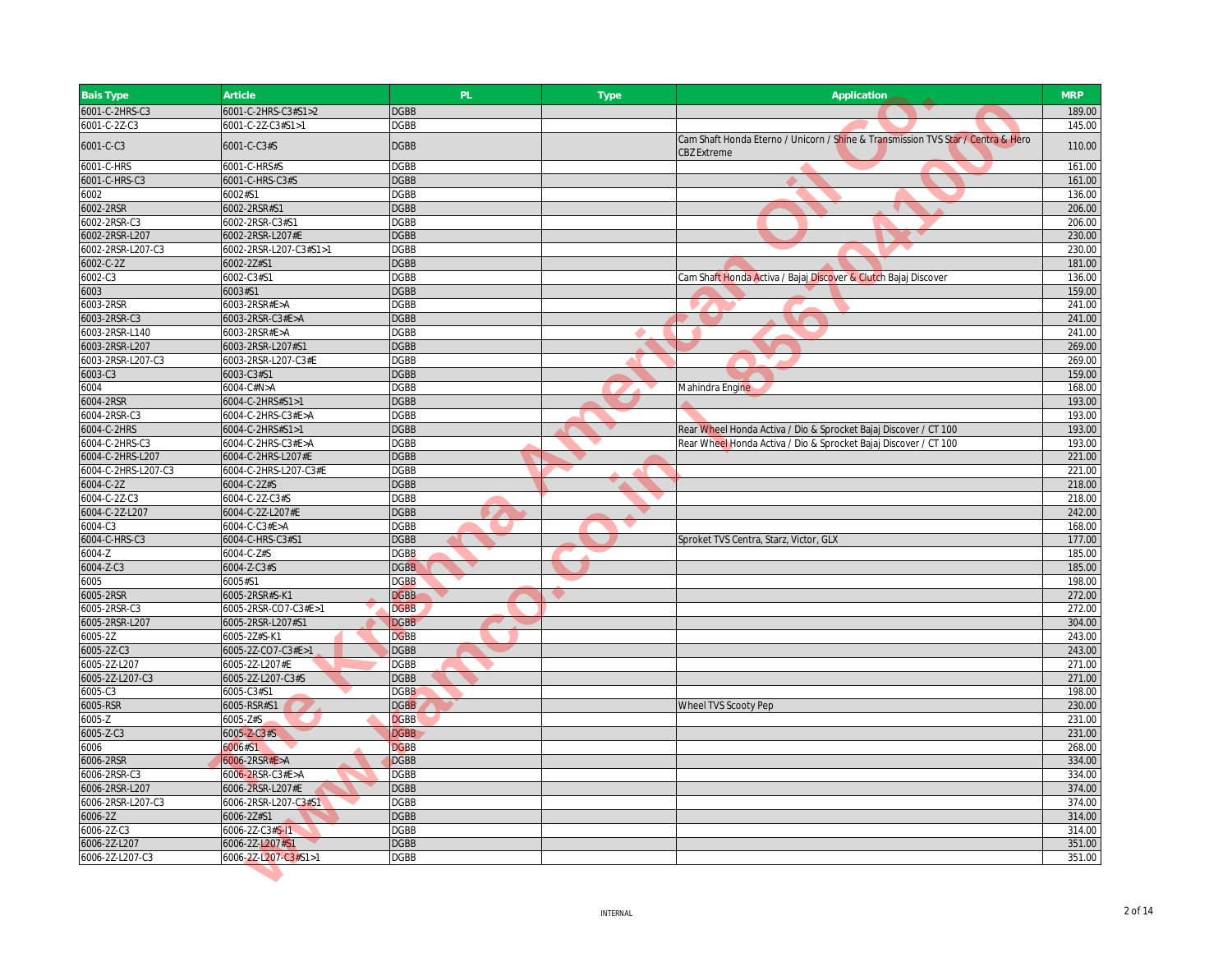| Bais Type | Article | PL | Type | Application | MRP |
|---|---|---|---|---|---|
| 6001-C-2HRS-C3 | 6001-C-2HRS-C3#S1>2 | DGBB | | | 189.00 |
| 6001-C-2Z-C3 | 6001-C-2Z-C3#S1>1 | DGBB | | | 145.00 |
| 6001-C-C3 | 6001-C-C3#S | DGBB | | Cam Shaft Honda Eterno / Unicorn / Shine & Transmission TVS Star / Centra & Hero CBZ Extreme | 110.00 |
| 6001-C-HRS | 6001-C-HRS#S | DGBB | | | 161.00 |
| 6001-C-HRS-C3 | 6001-C-HRS-C3#S | DGBB | | | 161.00 |
| 6002 | 6002#S1 | DGBB | | | 136.00 |
| 6002-2RSR | 6002-2RSR#S1 | DGBB | | | 206.00 |
| 6002-2RSR-C3 | 6002-2RSR-C3#S1 | DGBB | | | 206.00 |
| 6002-2RSR-L207 | 6002-2RSR-L207#E | DGBB | | | 230.00 |
| 6002-2RSR-L207-C3 | 6002-2RSR-L207-C3#S1>1 | DGBB | | | 230.00 |
| 6002-C-2Z | 6002-2Z#S1 | DGBB | | | 181.00 |
| 6002-C3 | 6002-C3#S1 | DGBB | | Cam Shaft Honda Activa / Bajaj Discover & Clutch Bajaj Discover | 136.00 |
| 6003 | 6003#S1 | DGBB | | | 159.00 |
| 6003-2RSR | 6003-2RSR#E>A | DGBB | | | 241.00 |
| 6003-2RSR-C3 | 6003-2RSR-C3#E>A | DGBB | | | 241.00 |
| 6003-2RSR-L140 | 6003-2RSR#E>A | DGBB | | | 241.00 |
| 6003-2RSR-L207 | 6003-2RSR-L207#S1 | DGBB | | | 269.00 |
| 6003-2RSR-L207-C3 | 6003-2RSR-L207-C3#E | DGBB | | | 269.00 |
| 6003-C3 | 6003-C3#S1 | DGBB | | | 159.00 |
| 6004 | 6004-C#N>A | DGBB | | Mahindra Engine | 168.00 |
| 6004-2RSR | 6004-C-2HRS#S1>1 | DGBB | | | 193.00 |
| 6004-2RSR-C3 | 6004-C-2HRS-C3#E>A | DGBB | | | 193.00 |
| 6004-C-2HRS | 6004-C-2HRS#S1>1 | DGBB | | Rear Wheel Honda Activa / Dio & Sprocket Bajaj Discover / CT 100 | 193.00 |
| 6004-C-2HRS-C3 | 6004-C-2HRS-C3#E>A | DGBB | | Rear Wheel Honda Activa / Dio & Sprocket Bajaj Discover / CT 100 | 193.00 |
| 6004-C-2HRS-L207 | 6004-C-2HRS-L207#E | DGBB | | | 221.00 |
| 6004-C-2HRS-L207-C3 | 6004-C-2HRS-L207-C3#E | DGBB | | | 221.00 |
| 6004-C-2Z | 6004-C-2Z#S | DGBB | | | 218.00 |
| 6004-C-2Z-C3 | 6004-C-2Z-C3#S | DGBB | | | 218.00 |
| 6004-C-2Z-L207 | 6004-C-2Z-L207#E | DGBB | | | 242.00 |
| 6004-C3 | 6004-C-C3#E>A | DGBB | | | 168.00 |
| 6004-C-HRS-C3 | 6004-C-HRS-C3#S1 | DGBB | | Sproket TVS Centra, Starz, Victor, GLX | 177.00 |
| 6004-Z | 6004-C-Z#S | DGBB | | | 185.00 |
| 6004-Z-C3 | 6004-Z-C3#S | DGBB | | | 185.00 |
| 6005 | 6005#S1 | DGBB | | | 198.00 |
| 6005-2RSR | 6005-2RSR#S-K1 | DGBB | | | 272.00 |
| 6005-2RSR-C3 | 6005-2RSR-CO7-C3#E>1 | DGBB | | | 272.00 |
| 6005-2RSR-L207 | 6005-2RSR-L207#S1 | DGBB | | | 304.00 |
| 6005-2Z | 6005-2Z#S-K1 | DGBB | | | 243.00 |
| 6005-2Z-C3 | 6005-2Z-CO7-C3#E>1 | DGBB | | | 243.00 |
| 6005-2Z-L207 | 6005-2Z-L207#E | DGBB | | | 271.00 |
| 6005-2Z-L207-C3 | 6005-2Z-L207-C3#S | DGBB | | | 271.00 |
| 6005-C3 | 6005-C3#S1 | DGBB | | | 198.00 |
| 6005-RSR | 6005-RSR#S1 | DGBB | | Wheel TVS Scooty Pep | 230.00 |
| 6005-Z | 6005-Z#S | DGBB | | | 231.00 |
| 6005-Z-C3 | 6005-Z-C3#S | DGBB | | | 231.00 |
| 6006 | 6006#S1 | DGBB | | | 268.00 |
| 6006-2RSR | 6006-2RSR#E>A | DGBB | | | 334.00 |
| 6006-2RSR-C3 | 6006-2RSR-C3#E>A | DGBB | | | 334.00 |
| 6006-2RSR-L207 | 6006-2RSR-L207#E | DGBB | | | 374.00 |
| 6006-2RSR-L207-C3 | 6006-2RSR-L207-C3#S1 | DGBB | | | 374.00 |
| 6006-2Z | 6006-2Z#S1 | DGBB | | | 314.00 |
| 6006-2Z-C3 | 6006-2Z-C3#S-I1 | DGBB | | | 314.00 |
| 6006-2Z-L207 | 6006-2Z-L207#S1 | DGBB | | | 351.00 |
| 6006-2Z-L207-C3 | 6006-2Z-L207-C3#S1>1 | DGBB | | | 351.00 |

INTERNAL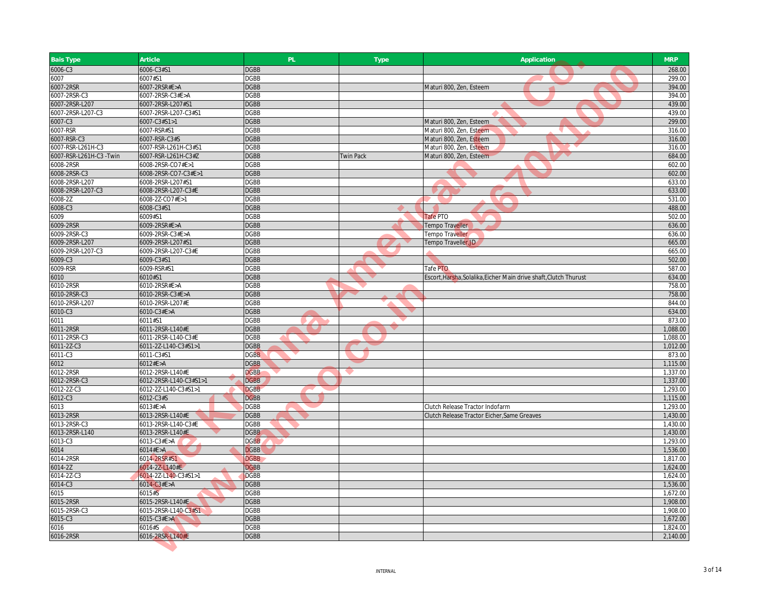| Bais Type | Article | PL | Type | Application | MRP |
|---|---|---|---|---|---|
| 6006-C3 | 6006-C3#S1 | DGBB | | | 268.00 |
| 6007 | 6007#S1 | DGBB | | | 299.00 |
| 6007-2RSR | 6007-2RSR#E>A | DGBB | | Maturi 800, Zen, Esteem | 394.00 |
| 6007-2RSR-C3 | 6007-2RSR-C3#E>A | DGBB | | | 394.00 |
| 6007-2RSR-L207 | 6007-2RSR-L207#S1 | DGBB | | | 439.00 |
| 6007-2RSR-L207-C3 | 6007-2RSR-L207-C3#S1 | DGBB | | | 439.00 |
| 6007-C3 | 6007-C3#S1>1 | DGBB | | Maturi 800, Zen, Esteem | 299.00 |
| 6007-RSR | 6007-RSR#S1 | DGBB | | Maturi 800, Zen, Esteem | 316.00 |
| 6007-RSR-C3 | 6007-RSR-C3#S | DGBB | | Maturi 800, Zen, Esteem | 316.00 |
| 6007-RSR-L261H-C3 | 6007-RSR-L261H-C3#S1 | DGBB | | Maturi 800, Zen, Esteem | 316.00 |
| 6007-RSR-L261H-C3 -Twin | 6007-RSR-L261H-C3#Z | DGBB | Twin Pack | Maturi 800, Zen, Esteem | 684.00 |
| 6008-2RSR | 6008-2RSR-CO7#E>1 | DGBB | | | 602.00 |
| 6008-2RSR-C3 | 6008-2RSR-CO7-C3#E>1 | DGBB | | | 602.00 |
| 6008-2RSR-L207 | 6008-2RSR-L207#S1 | DGBB | | | 633.00 |
| 6008-2RSR-L207-C3 | 6008-2RSR-L207-C3#E | DGBB | | | 633.00 |
| 6008-2Z | 6008-2Z-CO7#E>1 | DGBB | | | 531.00 |
| 6008-C3 | 6008-C3#S1 | DGBB | | | 488.00 |
| 6009 | 6009#S1 | DGBB | | Tafe PTO | 502.00 |
| 6009-2RSR | 6009-2RSR#E>A | DGBB | | Tempo Traveller | 636.00 |
| 6009-2RSR-C3 | 6009-2RSR-C3#E>A | DGBB | | Tempo Traveller | 636.00 |
| 6009-2RSR-L207 | 6009-2RSR-L207#S1 | DGBB | | Tempo Traveller,JD | 665.00 |
| 6009-2RSR-L207-C3 | 6009-2RSR-L207-C3#E | DGBB | | | 665.00 |
| 6009-C3 | 6009-C3#S1 | DGBB | | | 502.00 |
| 6009-RSR | 6009-RSR#S1 | DGBB | | Tafe PTO | 587.00 |
| 6010 | 6010#S1 | DGBB | | Escort,Harsha,Solalika,Eicher Main drive shaft,Clutch Thurust | 634.00 |
| 6010-2RSR | 6010-2RSR#E>A | DGBB | | | 758.00 |
| 6010-2RSR-C3 | 6010-2RSR-C3#E>A | DGBB | | | 758.00 |
| 6010-2RSR-L207 | 6010-2RSR-L207#E | DGBB | | | 844.00 |
| 6010-C3 | 6010-C3#E>A | DGBB | | | 634.00 |
| 6011 | 6011#S1 | DGBB | | | 873.00 |
| 6011-2RSR | 6011-2RSR-L140#E | DGBB | | | 1,088.00 |
| 6011-2RSR-C3 | 6011-2RSR-L140-C3#E | DGBB | | | 1,088.00 |
| 6011-2Z-C3 | 6011-2Z-L140-C3#S1>1 | DGBB | | | 1,012.00 |
| 6011-C3 | 6011-C3#S1 | DGBB | | | 873.00 |
| 6012 | 6012#E>A | DGBB | | | 1,115.00 |
| 6012-2RSR | 6012-2RSR-L140#E | DGBB | | | 1,337.00 |
| 6012-2RSR-C3 | 6012-2RSR-L140-C3#S1>1 | DGBB | | | 1,337.00 |
| 6012-2Z-C3 | 6012-2Z-L140-C3#S1>1 | DGBB | | | 1,293.00 |
| 6012-C3 | 6012-C3#S | DGBB | | | 1,115.00 |
| 6013 | 6013#E>A | DGBB | | Clutch Release Tractor Indofarm | 1,293.00 |
| 6013-2RSR | 6013-2RSR-L140#E | DGBB | | Clutch Release Tractor Eicher,Same Greaves | 1,430.00 |
| 6013-2RSR-C3 | 6013-2RSR-L140-C3#E | DGBB | | | 1,430.00 |
| 6013-2RSR-L140 | 6013-2RSR-L140#E | DGBB | | | 1,430.00 |
| 6013-C3 | 6013-C3#E>A | DGBB | | | 1,293.00 |
| 6014 | 6014#E>A | DGBB | | | 1,536.00 |
| 6014-2RSR | 6014-2RSR#S1 | DGBB | | | 1,817.00 |
| 6014-2Z | 6014-2Z-L140#E | DGBB | | | 1,624.00 |
| 6014-2Z-C3 | 6014-2Z-L140-C3#S1>1 | DGBB | | | 1,624.00 |
| 6014-C3 | 6014-C3#E>A | DGBB | | | 1,536.00 |
| 6015 | 6015#S | DGBB | | | 1,672.00 |
| 6015-2RSR | 6015-2RSR-L140#E | DGBB | | | 1,908.00 |
| 6015-2RSR-C3 | 6015-2RSR-L140-C3#S1 | DGBB | | | 1,908.00 |
| 6015-C3 | 6015-C3#E>A | DGBB | | | 1,672.00 |
| 6016 | 6016#S | DGBB | | | 1,824.00 |
| 6016-2RSR | 6016-2RSR-L140#E | DGBB | | | 2,140.00 |

INTERNAL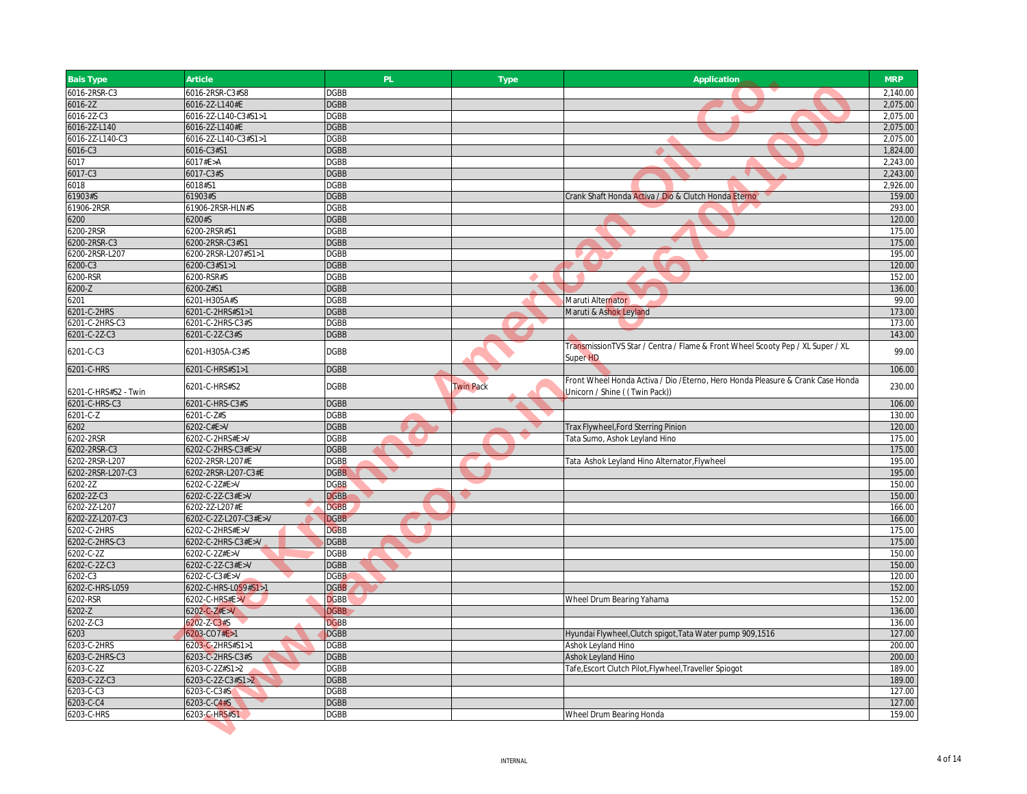| Bais Type | Article | PL | Type | Application | MRP |
|---|---|---|---|---|---|
| 6016-2RSR-C3 | 6016-2RSR-C3#S8 | DGBB | | | 2,140.00 |
| 6016-2Z | 6016-2Z-L140#E | DGBB | | | 2,075.00 |
| 6016-2Z-C3 | 6016-2Z-L140-C3#S1>1 | DGBB | | | 2,075.00 |
| 6016-2Z-L140 | 6016-2Z-L140#E | DGBB | | | 2,075.00 |
| 6016-2Z-L140-C3 | 6016-2Z-L140-C3#S1>1 | DGBB | | | 2,075.00 |
| 6016-C3 | 6016-C3#S1 | DGBB | | | 1,824.00 |
| 6017 | 6017#E>A | DGBB | | | 2,243.00 |
| 6017-C3 | 6017-C3#S | DGBB | | | 2,243.00 |
| 6018 | 6018#S1 | DGBB | | | 2,926.00 |
| 61903#S | 61903#S | DGBB | | Crank Shaft Honda Activa / Dio & Clutch Honda Eterno | 159.00 |
| 61906-2RSR | 61906-2RSR-HLN#S | DGBB | | | 293.00 |
| 6200 | 6200#S | DGBB | | | 120.00 |
| 6200-2RSR | 6200-2RSR#S1 | DGBB | | | 175.00 |
| 6200-2RSR-C3 | 6200-2RSR-C3#S1 | DGBB | | | 175.00 |
| 6200-2RSR-L207 | 6200-2RSR-L207#S1>1 | DGBB | | | 195.00 |
| 6200-C3 | 6200-C3#S1>1 | DGBB | | | 120.00 |
| 6200-RSR | 6200-RSR#S | DGBB | | | 152.00 |
| 6200-Z | 6200-Z#S1 | DGBB | | | 136.00 |
| 6201 | 6201-H305A#S | DGBB | | Maruti Alternator | 99.00 |
| 6201-C-2HRS | 6201-C-2HRS#S1>1 | DGBB | | Maruti & Ashok Leyland | 173.00 |
| 6201-C-2HRS-C3 | 6201-C-2HRS-C3#S | DGBB | | | 173.00 |
| 6201-C-2Z-C3 | 6201-C-2Z-C3#S | DGBB | | | 143.00 |
| 6201-C-C3 | 6201-H305A-C3#S | DGBB | | TransmissionTVS Star / Centra / Flame & Front Wheel Scooty Pep / XL Super / XL Super HD | 99.00 |
| 6201-C-HRS | 6201-C-HRS#S1>1 | DGBB | | | 106.00 |
| 6201-C-HRS#S2 - Twin | 6201-C-HRS#S2 | DGBB | Twin Pack | Front Wheel Honda Activa / Dio /Eterno, Hero Honda Pleasure & Crank Case Honda Unicorn / Shine ( ( Twin Pack)) | 230.00 |
| 6201-C-HRS-C3 | 6201-C-HRS-C3#S | DGBB | | | 106.00 |
| 6201-C-Z | 6201-C-Z#S | DGBB | | | 130.00 |
| 6202 | 6202-C#E>V | DGBB | | Trax Flywheel,Ford Sterring Pinion | 120.00 |
| 6202-2RSR | 6202-C-2HRS#E>V | DGBB | | Tata Sumo, Ashok Leyland Hino | 175.00 |
| 6202-2RSR-C3 | 6202-C-2HRS-C3#E>V | DGBB | | | 175.00 |
| 6202-2RSR-L207 | 6202-2RSR-L207#E | DGBB | | Tata Ashok Leyland Hino Alternator,Flywheel | 195.00 |
| 6202-2RSR-L207-C3 | 6202-2RSR-L207-C3#E | DGBB | | | 195.00 |
| 6202-2Z | 6202-C-2Z#E>V | DGBB | | | 150.00 |
| 6202-2Z-C3 | 6202-C-2Z-C3#E>V | DGBB | | | 150.00 |
| 6202-2Z-L207 | 6202-2Z-L207#E | DGBB | | | 166.00 |
| 6202-2Z-L207-C3 | 6202-C-2Z-L207-C3#E>V | DGBB | | | 166.00 |
| 6202-C-2HRS | 6202-C-2HRS#E>V | DGBB | | | 175.00 |
| 6202-C-2HRS-C3 | 6202-C-2HRS-C3#E>V | DGBB | | | 175.00 |
| 6202-C-2Z | 6202-C-2Z#E>V | DGBB | | | 150.00 |
| 6202-C-2Z-C3 | 6202-C-2Z-C3#E>V | DGBB | | | 150.00 |
| 6202-C3 | 6202-C-C3#E>V | DGBB | | | 120.00 |
| 6202-C-HRS-L059 | 6202-C-HRS-L059#S1>1 | DGBB | | | 152.00 |
| 6202-RSR | 6202-C-HRS#E>V | DGBB | | Wheel Drum Bearing Yahama | 152.00 |
| 6202-Z | 6202-C-Z#E>V | DGBB | | | 136.00 |
| 6202-Z-C3 | 6202-Z-C3#S | DGBB | | | 136.00 |
| 6203 | 6203-CO7#E>1 | DGBB | | Hyundai Flywheel,Clutch spigot,Tata Water pump 909,1516 | 127.00 |
| 6203-C-2HRS | 6203-C-2HRS#S1>1 | DGBB | | Ashok Leyland Hino | 200.00 |
| 6203-C-2HRS-C3 | 6203-C-2HRS-C3#S | DGBB | | Ashok Leyland Hino | 200.00 |
| 6203-C-2Z | 6203-C-2Z#S1>2 | DGBB | | Tafe,Escort Clutch Pilot,Flywheel,Traveller Spiogot | 189.00 |
| 6203-C-2Z-C3 | 6203-C-2Z-C3#S1>2 | DGBB | | | 189.00 |
| 6203-C-C3 | 6203-C-C3#S | DGBB | | | 127.00 |
| 6203-C-C4 | 6203-C-C4#S | DGBB | | | 127.00 |
| 6203-C-HRS | 6203-C-HRS#S1 | DGBB | | Wheel Drum Bearing Honda | 159.00 |

INTERNAL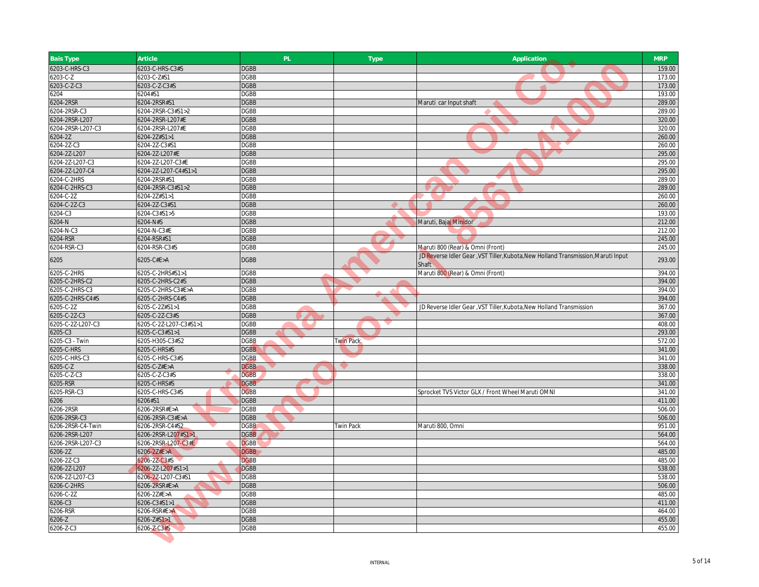| Bais Type | Article | PL | Type | Application | MRP |
|---|---|---|---|---|---|
| 6203-C-HRS-C3 | 6203-C-HRS-C3#S | DGBB | | | 159.00 |
| 6203-C-Z | 6203-C-Z#S1 | DGBB | | | 173.00 |
| 6203-C-Z-C3 | 6203-C-Z-C3#S | DGBB | | | 173.00 |
| 6204 | 6204#S1 | DGBB | | | 193.00 |
| 6204-2RSR | 6204-2RSR#S1 | DGBB | | Maruti car Input shaft | 289.00 |
| 6204-2RSR-C3 | 6204-2RSR-C3#S1>2 | DGBB | | | 289.00 |
| 6204-2RSR-L207 | 6204-2RSR-L207#E | DGBB | | | 320.00 |
| 6204-2RSR-L207-C3 | 6204-2RSR-L207#E | DGBB | | | 320.00 |
| 6204-2Z | 6204-2Z#S1>1 | DGBB | | | 260.00 |
| 6204-2Z-C3 | 6204-2Z-C3#S1 | DGBB | | | 260.00 |
| 6204-2Z-L207 | 6204-2Z-L207#E | DGBB | | | 295.00 |
| 6204-2Z-L207-C3 | 6204-2Z-L207-C3#E | DGBB | | | 295.00 |
| 6204-2Z-L207-C4 | 6204-2Z-L207-C4#S1>1 | DGBB | | | 295.00 |
| 6204-C-2HRS | 6204-2RSR#S1 | DGBB | | | 289.00 |
| 6204-C-2HRS-C3 | 6204-2RSR-C3#S1>2 | DGBB | | | 289.00 |
| 6204-C-2Z | 6204-2Z#S1>1 | DGBB | | | 260.00 |
| 6204-C-2Z-C3 | 6204-2Z-C3#S1 | DGBB | | | 260.00 |
| 6204-C3 | 6204-C3#S1>5 | DGBB | | | 193.00 |
| 6204-N | 6204-N#S | DGBB | | Maruti, Bajaj Minidor | 212.00 |
| 6204-N-C3 | 6204-N-C3#E | DGBB | | | 212.00 |
| 6204-RSR | 6204-RSR#S1 | DGBB | | | 245.00 |
| 6204-RSR-C3 | 6204-RSR-C3#S | DGBB | | Maruti 800 (Rear) & Omni (Front) | 245.00 |
| 6205 | 6205-C#E>A | DGBB | | JD Reverse Idler Gear ,VST Tiller,Kubota,New Holland Transmission,Maruti Input Shaft | 293.00 |
| 6205-C-2HRS | 6205-C-2HRS#S1>1 | DGBB | | Maruti 800 (Rear) & Omni (Front) | 394.00 |
| 6205-C-2HRS-C2 | 6205-C-2HRS-C2#S | DGBB | | | 394.00 |
| 6205-C-2HRS-C3 | 6205-C-2HRS-C3#E>A | DGBB | | | 394.00 |
| 6205-C-2HRS-C4#S | 6205-C-2HRS-C4#S | DGBB | | | 394.00 |
| 6205-C-2Z | 6205-C-2Z#S1>1 | DGBB | | JD Reverse Idler Gear ,VST Tiller,Kubota,New Holland Transmission | 367.00 |
| 6205-C-2Z-C3 | 6205-C-2Z-C3#S | DGBB | | | 367.00 |
| 6205-C-2Z-L207-C3 | 6205-C-2Z-L207-C3#S1>1 | DGBB | | | 408.00 |
| 6205-C3 | 6205-C-C3#S1>1 | DGBB | | | 293.00 |
| 6205-C3 - Twin | 6205-H305-C3#S2 | DGBB | Twin Pack | | 572.00 |
| 6205-C-HRS | 6205-C-HRS#S | DGBB | | | 341.00 |
| 6205-C-HRS-C3 | 6205-C-HRS-C3#S | DGBB | | | 341.00 |
| 6205-C-Z | 6205-C-Z#E>A | DGBB | | | 338.00 |
| 6205-C-Z-C3 | 6205-C-Z-C3#S | DGBB | | | 338.00 |
| 6205-RSR | 6205-C-HRS#S | DGBB | | | 341.00 |
| 6205-RSR-C3 | 6205-C-HRS-C3#S | DGBB | | Sprocket TVS Victor GLX / Front Wheel Maruti OMNI | 341.00 |
| 6206 | 6206#S1 | DGBB | | | 411.00 |
| 6206-2RSR | 6206-2RSR#E>A | DGBB | | | 506.00 |
| 6206-2RSR-C3 | 6206-2RSR-C3#E>A | DGBB | | | 506.00 |
| 6206-2RSR-C4-Twin | 6206-2RSR-C4#S2 | DGBB | Twin Pack | Maruti 800, Omni | 951.00 |
| 6206-2RSR-L207 | 6206-2RSR-L207#S1>1 | DGBB | | | 564.00 |
| 6206-2RSR-L207-C3 | 6206-2RSR-L207-C3#E | DGBB | | | 564.00 |
| 6206-2Z | 6206-2Z#E>A | DGBB | | | 485.00 |
| 6206-2Z-C3 | 6206-2Z-C3#S | DGBB | | | 485.00 |
| 6206-2Z-L207 | 6206-2Z-L207#S1>1 | DGBB | | | 538.00 |
| 6206-2Z-L207-C3 | 6206-2Z-L207-C3#S1 | DGBB | | | 538.00 |
| 6206-C-2HRS | 6206-2RSR#E>A | DGBB | | | 506.00 |
| 6206-C-2Z | 6206-2Z#E>A | DGBB | | | 485.00 |
| 6206-C3 | 6206-C3#S1>1 | DGBB | | | 411.00 |
| 6206-RSR | 6206-RSR#E>A | DGBB | | | 464.00 |
| 6206-Z | 6206-Z#S1>1 | DGBB | | | 455.00 |
| 6206-Z-C3 | 6206-Z-C3#S | DGBB | | | 455.00 |

INTERNAL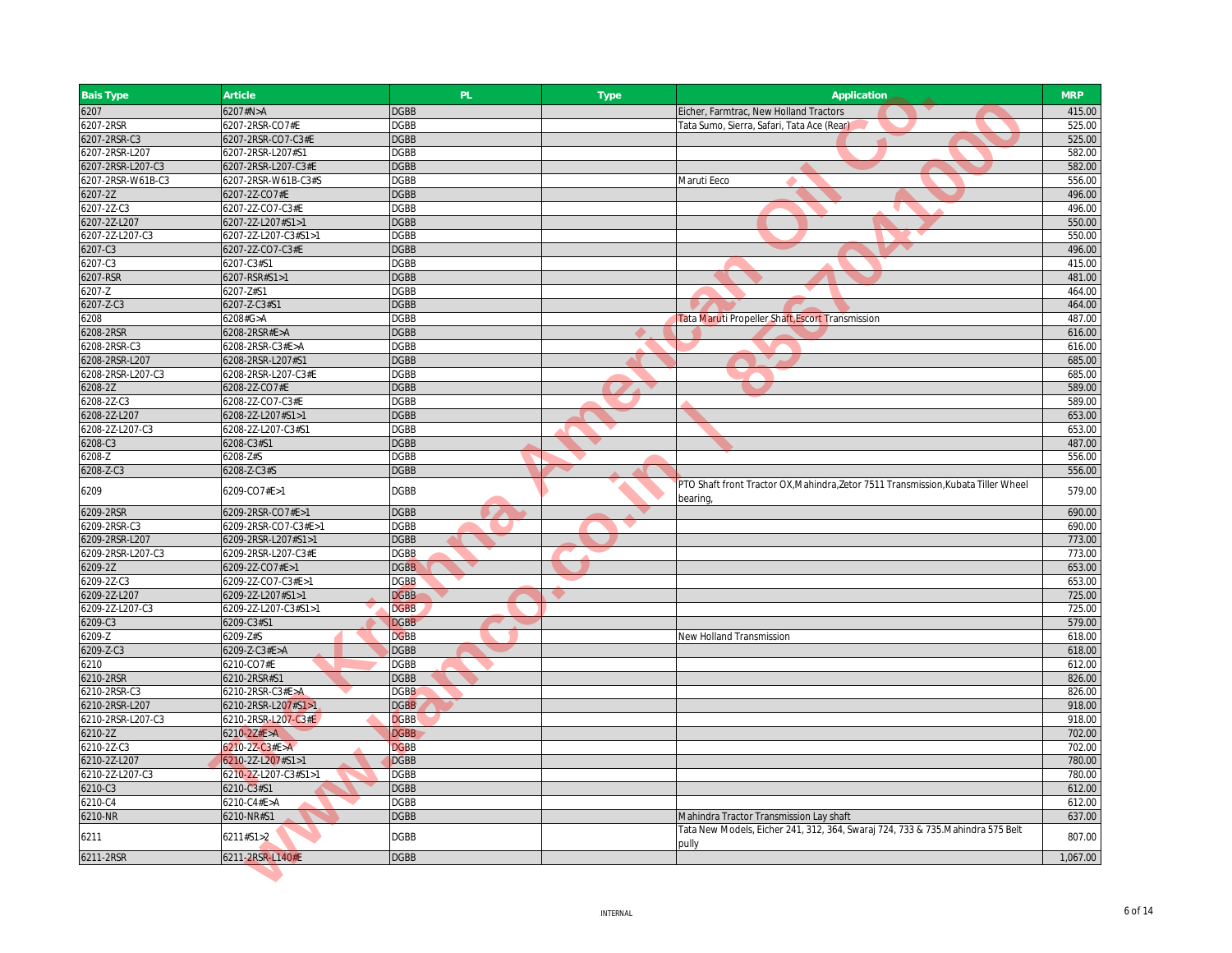| Bais Type | Article | PL | Type | Application | MRP |
|---|---|---|---|---|---|
| 6207 | 6207#N>A | DGBB | | Eicher, Farmtrac, New Holland Tractors | 415.00 |
| 6207-2RSR | 6207-2RSR-CO7#E | DGBB | | Tata Sumo, Sierra, Safari, Tata Ace (Rear) | 525.00 |
| 6207-2RSR-C3 | 6207-2RSR-CO7-C3#E | DGBB | | | 525.00 |
| 6207-2RSR-L207 | 6207-2RSR-L207#S1 | DGBB | | | 582.00 |
| 6207-2RSR-L207-C3 | 6207-2RSR-L207-C3#E | DGBB | | | 582.00 |
| 6207-2RSR-W61B-C3 | 6207-2RSR-W61B-C3#S | DGBB | | Maruti Eeco | 556.00 |
| 6207-2Z | 6207-2Z-CO7#E | DGBB | | | 496.00 |
| 6207-2Z-C3 | 6207-2Z-CO7-C3#E | DGBB | | | 496.00 |
| 6207-2Z-L207 | 6207-2Z-L207#S1>1 | DGBB | | | 550.00 |
| 6207-2Z-L207-C3 | 6207-2Z-L207-C3#S1>1 | DGBB | | | 550.00 |
| 6207-C3 | 6207-2Z-CO7-C3#E | DGBB | | | 496.00 |
| 6207-C3 | 6207-C3#S1 | DGBB | | | 415.00 |
| 6207-RSR | 6207-RSR#S1>1 | DGBB | | | 481.00 |
| 6207-Z | 6207-Z#S1 | DGBB | | | 464.00 |
| 6207-Z-C3 | 6207-Z-C3#S1 | DGBB | | | 464.00 |
| 6208 | 6208#G>A | DGBB | | Tata Maruti Propeller Shaft,Escort Transmission | 487.00 |
| 6208-2RSR | 6208-2RSR#E>A | DGBB | | | 616.00 |
| 6208-2RSR-C3 | 6208-2RSR-C3#E>A | DGBB | | | 616.00 |
| 6208-2RSR-L207 | 6208-2RSR-L207#S1 | DGBB | | | 685.00 |
| 6208-2RSR-L207-C3 | 6208-2RSR-L207-C3#E | DGBB | | | 685.00 |
| 6208-2Z | 6208-2Z-CO7#E | DGBB | | | 589.00 |
| 6208-2Z-C3 | 6208-2Z-CO7-C3#E | DGBB | | | 589.00 |
| 6208-2Z-L207 | 6208-2Z-L207#S1>1 | DGBB | | | 653.00 |
| 6208-2Z-L207-C3 | 6208-2Z-L207-C3#S1 | DGBB | | | 653.00 |
| 6208-C3 | 6208-C3#S1 | DGBB | | | 487.00 |
| 6208-Z | 6208-Z#S | DGBB | | | 556.00 |
| 6208-Z-C3 | 6208-Z-C3#S | DGBB | | | 556.00 |
| 6209 | 6209-CO7#E>1 | DGBB | | PTO Shaft front Tractor OX,Mahindra,Zetor 7511 Transmission,Kubata Tiller Wheel bearing, | 579.00 |
| 6209-2RSR | 6209-2RSR-CO7#E>1 | DGBB | | | 690.00 |
| 6209-2RSR-C3 | 6209-2RSR-CO7-C3#E>1 | DGBB | | | 690.00 |
| 6209-2RSR-L207 | 6209-2RSR-L207#S1>1 | DGBB | | | 773.00 |
| 6209-2RSR-L207-C3 | 6209-2RSR-L207-C3#E | DGBB | | | 773.00 |
| 6209-2Z | 6209-2Z-CO7#E>1 | DGBB | | | 653.00 |
| 6209-2Z-C3 | 6209-2Z-CO7-C3#E>1 | DGBB | | | 653.00 |
| 6209-2Z-L207 | 6209-2Z-L207#S1>1 | DGBB | | | 725.00 |
| 6209-2Z-L207-C3 | 6209-2Z-L207-C3#S1>1 | DGBB | | | 725.00 |
| 6209-C3 | 6209-C3#S1 | DGBB | | | 579.00 |
| 6209-Z | 6209-Z#S | DGBB | | New Holland Transmission | 618.00 |
| 6209-Z-C3 | 6209-Z-C3#E>A | DGBB | | | 618.00 |
| 6210 | 6210-CO7#E | DGBB | | | 612.00 |
| 6210-2RSR | 6210-2RSR#S1 | DGBB | | | 826.00 |
| 6210-2RSR-C3 | 6210-2RSR-C3#E>A | DGBB | | | 826.00 |
| 6210-2RSR-L207 | 6210-2RSR-L207#S1>1 | DGBB | | | 918.00 |
| 6210-2RSR-L207-C3 | 6210-2RSR-L207-C3#E | DGBB | | | 918.00 |
| 6210-2Z | 6210-2Z#E>A | DGBB | | | 702.00 |
| 6210-2Z-C3 | 6210-2Z-C3#E>A | DGBB | | | 702.00 |
| 6210-2Z-L207 | 6210-2Z-L207#S1>1 | DGBB | | | 780.00 |
| 6210-2Z-L207-C3 | 6210-2Z-L207-C3#S1>1 | DGBB | | | 780.00 |
| 6210-C3 | 6210-C3#S1 | DGBB | | | 612.00 |
| 6210-C4 | 6210-C4#E>A | DGBB | | | 612.00 |
| 6210-NR | 6210-NR#S1 | DGBB | | Mahindra Tractor Transmission Lay shaft | 637.00 |
| 6211 | 6211#S1>2 | DGBB | | Tata New Models, Eicher 241, 312, 364, Swaraj 724, 733 & 735.Mahindra 575 Belt pully | 807.00 |
| 6211-2RSR | 6211-2RSR-L140#E | DGBB | | | 1,067.00 |

INTERNAL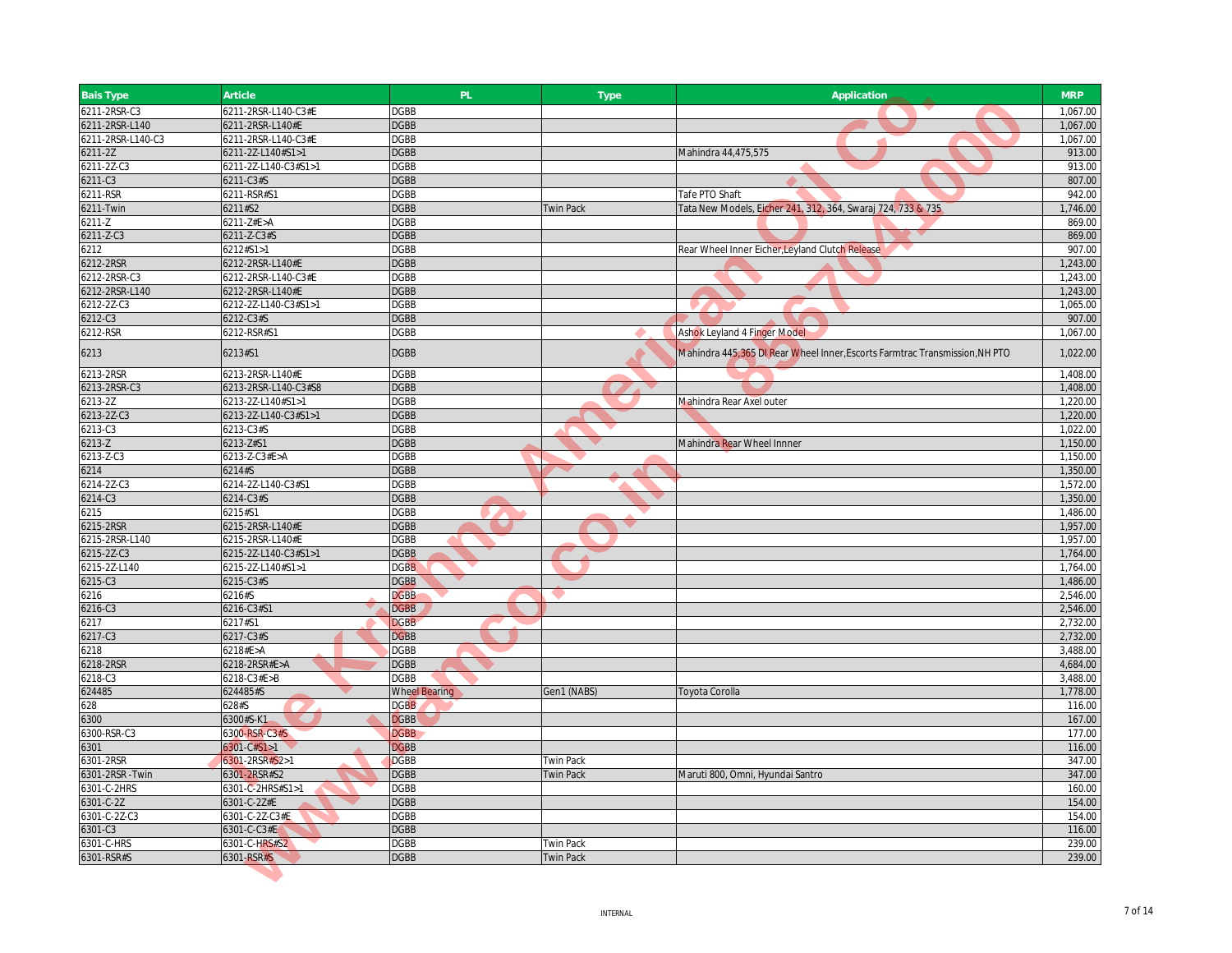| Bais Type | Article | PL | Type | Application | MRP |
|---|---|---|---|---|---|
| 6211-2RSR-C3 | 6211-2RSR-L140-C3#E | DGBB | | | 1,067.00 |
| 6211-2RSR-L140 | 6211-2RSR-L140#E | DGBB | | | 1,067.00 |
| 6211-2RSR-L140-C3 | 6211-2RSR-L140-C3#E | DGBB | | | 1,067.00 |
| 6211-2Z | 6211-2Z-L140#S1>1 | DGBB | | Mahindra 44,475,575 | 913.00 |
| 6211-2Z-C3 | 6211-2Z-L140-C3#S1>1 | DGBB | | | 913.00 |
| 6211-C3 | 6211-C3#S | DGBB | | | 807.00 |
| 6211-RSR | 6211-RSR#S1 | DGBB | | Tafe PTO Shaft | 942.00 |
| 6211-Twin | 6211#S2 | DGBB | Twin Pack | Tata New Models, Eicher 241, 312, 364, Swaraj 724, 733 & 735 | 1,746.00 |
| 6211-Z | 6211-Z#E>A | DGBB | | | 869.00 |
| 6211-Z-C3 | 6211-Z-C3#S | DGBB | | | 869.00 |
| 6212 | 6212#S1>1 | DGBB | | Rear Wheel Inner Eicher,Leyland Clutch Release | 907.00 |
| 6212-2RSR | 6212-2RSR-L140#E | DGBB | | | 1,243.00 |
| 6212-2RSR-C3 | 6212-2RSR-L140-C3#E | DGBB | | | 1,243.00 |
| 6212-2RSR-L140 | 6212-2RSR-L140#E | DGBB | | | 1,243.00 |
| 6212-2Z-C3 | 6212-2Z-L140-C3#S1>1 | DGBB | | | 1,065.00 |
| 6212-C3 | 6212-C3#S | DGBB | | | 907.00 |
| 6212-RSR | 6212-RSR#S1 | DGBB | | Ashok Leyland 4 Finger Model | 1,067.00 |
| 6213 | 6213#S1 | DGBB | | Mahindra 445,365 DI Rear Wheel Inner,Escorts Farmtrac Transmission,NH PTO | 1,022.00 |
| 6213-2RSR | 6213-2RSR-L140#E | DGBB | | | 1,408.00 |
| 6213-2RSR-C3 | 6213-2RSR-L140-C3#S8 | DGBB | | | 1,408.00 |
| 6213-2Z | 6213-2Z-L140#S1>1 | DGBB | | Mahindra Rear Axel outer | 1,220.00 |
| 6213-2Z-C3 | 6213-2Z-L140-C3#S1>1 | DGBB | | | 1,220.00 |
| 6213-C3 | 6213-C3#S | DGBB | | | 1,022.00 |
| 6213-Z | 6213-Z#S1 | DGBB | | Mahindra Rear Wheel Innner | 1,150.00 |
| 6213-Z-C3 | 6213-Z-C3#E>A | DGBB | | | 1,150.00 |
| 6214 | 6214#S | DGBB | | | 1,350.00 |
| 6214-2Z-C3 | 6214-2Z-L140-C3#S1 | DGBB | | | 1,572.00 |
| 6214-C3 | 6214-C3#S | DGBB | | | 1,350.00 |
| 6215 | 6215#S1 | DGBB | | | 1,486.00 |
| 6215-2RSR | 6215-2RSR-L140#E | DGBB | | | 1,957.00 |
| 6215-2RSR-L140 | 6215-2RSR-L140#E | DGBB | | | 1,957.00 |
| 6215-2Z-C3 | 6215-2Z-L140-C3#S1>1 | DGBB | | | 1,764.00 |
| 6215-2Z-L140 | 6215-2Z-L140#S1>1 | DGBB | | | 1,764.00 |
| 6215-C3 | 6215-C3#S | DGBB | | | 1,486.00 |
| 6216 | 6216#S | DGBB | | | 2,546.00 |
| 6216-C3 | 6216-C3#S1 | DGBB | | | 2,546.00 |
| 6217 | 6217#S1 | DGBB | | | 2,732.00 |
| 6217-C3 | 6217-C3#S | DGBB | | | 2,732.00 |
| 6218 | 6218#E>A | DGBB | | | 3,488.00 |
| 6218-2RSR | 6218-2RSR#E>A | DGBB | | | 4,684.00 |
| 6218-C3 | 6218-C3#E>B | DGBB | | | 3,488.00 |
| 624485 | 624485#S | Wheel Bearing | Gen1 (NABS) | Toyota Corolla | 1,778.00 |
| 628 | 628#S | DGBB | | | 116.00 |
| 6300 | 6300#S-K1 | DGBB | | | 167.00 |
| 6300-RSR-C3 | 6300-RSR-C3#S | DGBB | | | 177.00 |
| 6301 | 6301-C#S1>1 | DGBB | | | 116.00 |
| 6301-2RSR | 6301-2RSR#S2>1 | DGBB | Twin Pack | | 347.00 |
| 6301-2RSR -Twin | 6301-2RSR#S2 | DGBB | Twin Pack | Maruti 800, Omni, Hyundai Santro | 347.00 |
| 6301-C-2HRS | 6301-C-2HRS#S1>1 | DGBB | | | 160.00 |
| 6301-C-2Z | 6301-C-2Z#E | DGBB | | | 154.00 |
| 6301-C-2Z-C3 | 6301-C-2Z-C3#E | DGBB | | | 154.00 |
| 6301-C3 | 6301-C-C3#E | DGBB | | | 116.00 |
| 6301-C-HRS | 6301-C-HRS#S2 | DGBB | Twin Pack | | 239.00 |
| 6301-RSR#S | 6301-RSR#S | DGBB | Twin Pack | | 239.00 |

INTERNAL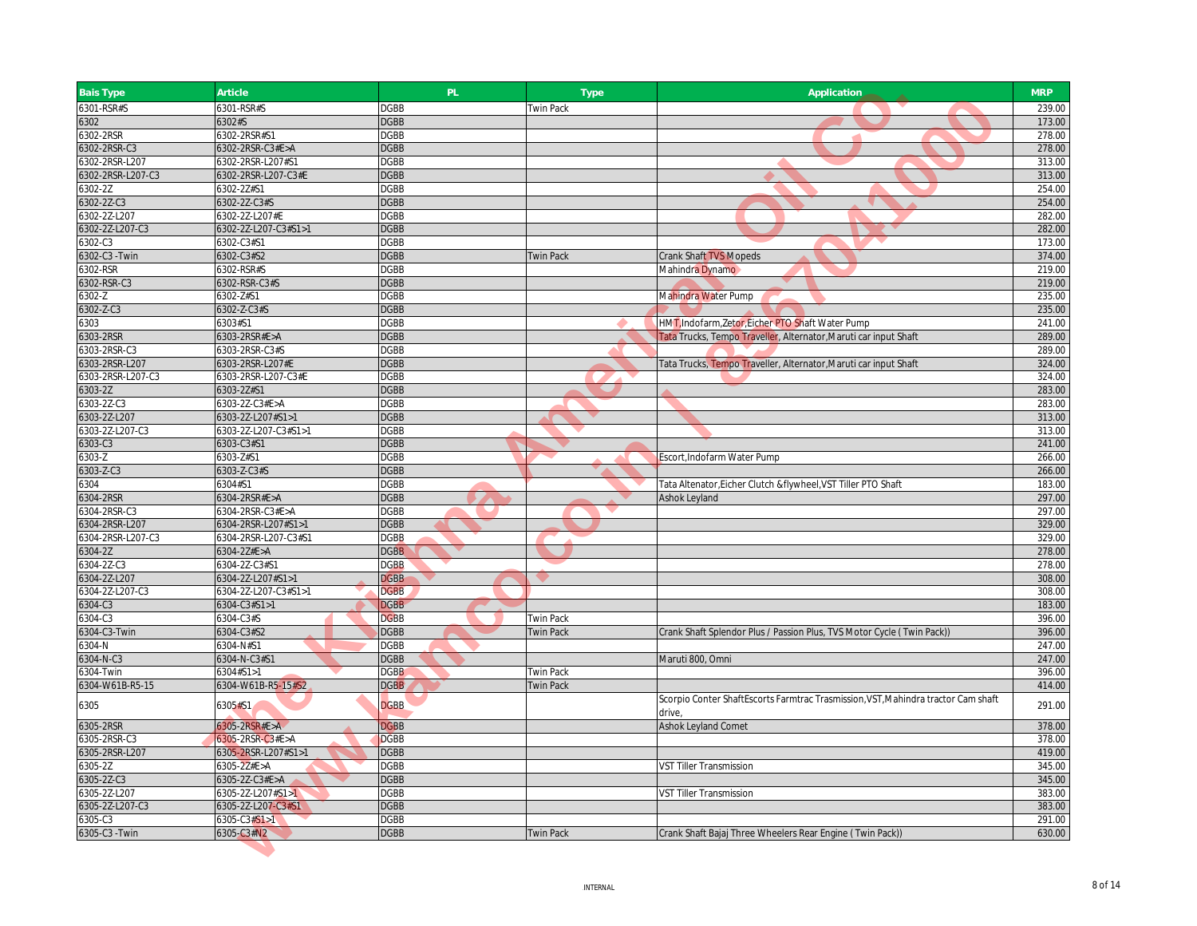| Bais Type | Article | PL | Type | Application | MRP |
|---|---|---|---|---|---|
| 6301-RSR#S | 6301-RSR#S | DGBB | Twin Pack | | 239.00 |
| 6302 | 6302#S | DGBB | | | 173.00 |
| 6302-2RSR | 6302-2RSR#S1 | DGBB | | | 278.00 |
| 6302-2RSR-C3 | 6302-2RSR-C3#E>A | DGBB | | | 278.00 |
| 6302-2RSR-L207 | 6302-2RSR-L207#S1 | DGBB | | | 313.00 |
| 6302-2RSR-L207-C3 | 6302-2RSR-L207-C3#E | DGBB | | | 313.00 |
| 6302-2Z | 6302-2Z#S1 | DGBB | | | 254.00 |
| 6302-2Z-C3 | 6302-2Z-C3#S | DGBB | | | 254.00 |
| 6302-2Z-L207 | 6302-2Z-L207#E | DGBB | | | 282.00 |
| 6302-2Z-L207-C3 | 6302-2Z-L207-C3#S1>1 | DGBB | | | 282.00 |
| 6302-C3 | 6302-C3#S1 | DGBB | | | 173.00 |
| 6302-C3 -Twin | 6302-C3#S2 | DGBB | Twin Pack | Crank Shaft TVS Mopeds | 374.00 |
| 6302-RSR | 6302-RSR#S | DGBB | | Mahindra Dynamo | 219.00 |
| 6302-RSR-C3 | 6302-RSR-C3#S | DGBB | | | 219.00 |
| 6302-Z | 6302-Z#S1 | DGBB | | Mahindra Water Pump | 235.00 |
| 6302-Z-C3 | 6302-Z-C3#S | DGBB | | | 235.00 |
| 6303 | 6303#S1 | DGBB | | HMT,Indofarm,Zetor,Eicher PTO Shaft Water Pump | 241.00 |
| 6303-2RSR | 6303-2RSR#E>A | DGBB | | Tata Trucks, Tempo Traveller, Alternator,Maruti car input Shaft | 289.00 |
| 6303-2RSR-C3 | 6303-2RSR-C3#S | DGBB | | | 289.00 |
| 6303-2RSR-L207 | 6303-2RSR-L207#E | DGBB | | Tata Trucks, Tempo Traveller, Alternator,Maruti car input Shaft | 324.00 |
| 6303-2RSR-L207-C3 | 6303-2RSR-L207-C3#E | DGBB | | | 324.00 |
| 6303-2Z | 6303-2Z#S1 | DGBB | | | 283.00 |
| 6303-2Z-C3 | 6303-2Z-C3#E>A | DGBB | | | 283.00 |
| 6303-2Z-L207 | 6303-2Z-L207#S1>1 | DGBB | | | 313.00 |
| 6303-2Z-L207-C3 | 6303-2Z-L207-C3#S1>1 | DGBB | | | 313.00 |
| 6303-C3 | 6303-C3#S1 | DGBB | | | 241.00 |
| 6303-Z | 6303-Z#S1 | DGBB | | Escort,Indofarm Water Pump | 266.00 |
| 6303-Z-C3 | 6303-Z-C3#S | DGBB | | | 266.00 |
| 6304 | 6304#S1 | DGBB | | Tata Altenator,Eicher Clutch &flywheel,VST Tiller PTO Shaft | 183.00 |
| 6304-2RSR | 6304-2RSR#E>A | DGBB | | Ashok Leyland | 297.00 |
| 6304-2RSR-C3 | 6304-2RSR-C3#E>A | DGBB | | | 297.00 |
| 6304-2RSR-L207 | 6304-2RSR-L207#S1>1 | DGBB | | | 329.00 |
| 6304-2RSR-L207-C3 | 6304-2RSR-L207-C3#S1 | DGBB | | | 329.00 |
| 6304-2Z | 6304-2Z#E>A | DGBB | | | 278.00 |
| 6304-2Z-C3 | 6304-2Z-C3#S1 | DGBB | | | 278.00 |
| 6304-2Z-L207 | 6304-2Z-L207#S1>1 | DGBB | | | 308.00 |
| 6304-2Z-L207-C3 | 6304-2Z-L207-C3#S1>1 | DGBB | | | 308.00 |
| 6304-C3 | 6304-C3#S1>1 | DGBB | | | 183.00 |
| 6304-C3 | 6304-C3#S | DGBB | Twin Pack | | 396.00 |
| 6304-C3-Twin | 6304-C3#S2 | DGBB | Twin Pack | Crank Shaft Splendor Plus / Passion Plus, TVS Motor Cycle ( Twin Pack)) | 396.00 |
| 6304-N | 6304-N#S1 | DGBB | | | 247.00 |
| 6304-N-C3 | 6304-N-C3#S1 | DGBB | | Maruti 800, Omni | 247.00 |
| 6304-Twin | 6304#S1>1 | DGBB | Twin Pack | | 396.00 |
| 6304-W61B-R5-15 | 6304-W61B-R5-15#S2 | DGBB | Twin Pack | | 414.00 |
| 6305 | 6305#S1 | DGBB | | Scorpio Conter ShaftEscorts Farmtrac Trasmission,VST,Mahindra tractor Cam shaft drive, | 291.00 |
| 6305-2RSR | 6305-2RSR#E>A | DGBB | | Ashok Leyland Comet | 378.00 |
| 6305-2RSR-C3 | 6305-2RSR-C3#E>A | DGBB | | | 378.00 |
| 6305-2RSR-L207 | 6305-2RSR-L207#S1>1 | DGBB | | | 419.00 |
| 6305-2Z | 6305-2Z#E>A | DGBB | | VST Tiller Transmission | 345.00 |
| 6305-2Z-C3 | 6305-2Z-C3#E>A | DGBB | | | 345.00 |
| 6305-2Z-L207 | 6305-2Z-L207#S1>1 | DGBB | | VST Tiller Transmission | 383.00 |
| 6305-2Z-L207-C3 | 6305-2Z-L207-C3#S1 | DGBB | | | 383.00 |
| 6305-C3 | 6305-C3#S1>1 | DGBB | | | 291.00 |
| 6305-C3 -Twin | 6305-C3#N2 | DGBB | Twin Pack | Crank Shaft Bajaj Three Wheelers Rear Engine ( Twin Pack)) | 630.00 |

INTERNAL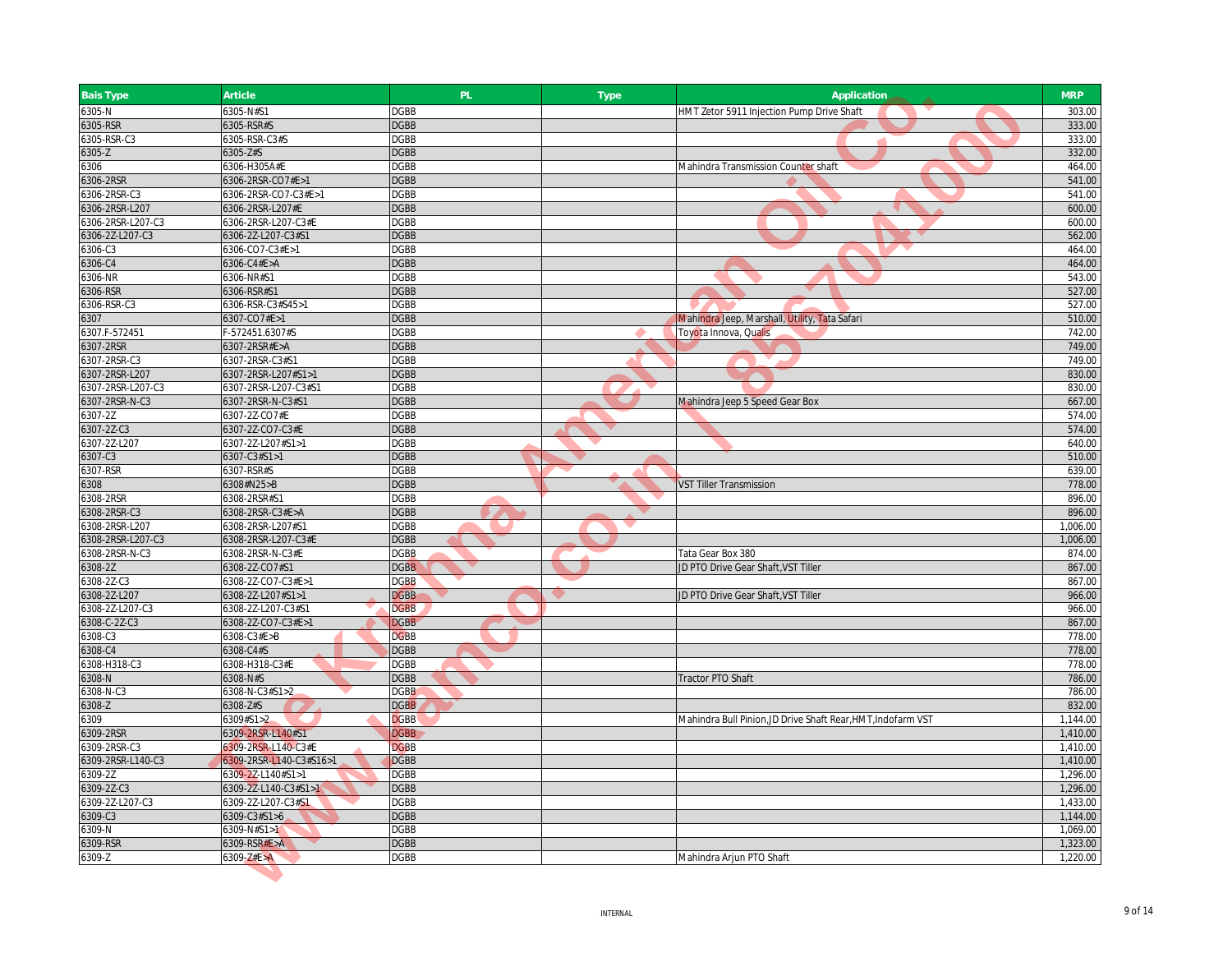| Bais Type | Article | PL | Type | Application | MRP |
|---|---|---|---|---|---|
| 6305-N | 6305-N#S1 | DGBB | | HMT Zetor 5911 Injection Pump Drive Shaft | 303.00 |
| 6305-RSR | 6305-RSR#S | DGBB | | | 333.00 |
| 6305-RSR-C3 | 6305-RSR-C3#S | DGBB | | | 333.00 |
| 6305-Z | 6305-Z#S | DGBB | | | 332.00 |
| 6306 | 6306-H305A#E | DGBB | | Mahindra Transmission Counter shaft | 464.00 |
| 6306-2RSR | 6306-2RSR-CO7#E>1 | DGBB | | | 541.00 |
| 6306-2RSR-C3 | 6306-2RSR-CO7-C3#E>1 | DGBB | | | 541.00 |
| 6306-2RSR-L207 | 6306-2RSR-L207#E | DGBB | | | 600.00 |
| 6306-2RSR-L207-C3 | 6306-2RSR-L207-C3#E | DGBB | | | 600.00 |
| 6306-2Z-L207-C3 | 6306-2Z-L207-C3#S1 | DGBB | | | 562.00 |
| 6306-C3 | 6306-CO7-C3#E>1 | DGBB | | | 464.00 |
| 6306-C4 | 6306-C4#E>A | DGBB | | | 464.00 |
| 6306-NR | 6306-NR#S1 | DGBB | | | 543.00 |
| 6306-RSR | 6306-RSR#S1 | DGBB | | | 527.00 |
| 6306-RSR-C3 | 6306-RSR-C3#S45>1 | DGBB | | | 527.00 |
| 6307 | 6307-CO7#E>1 | DGBB | | Mahindra Jeep, Marshall, Utility, Tata Safari | 510.00 |
| 6307.F-572451 | F-572451.6307#S | DGBB | | Toyota Innova, Qualis | 742.00 |
| 6307-2RSR | 6307-2RSR#E>A | DGBB | | | 749.00 |
| 6307-2RSR-C3 | 6307-2RSR-C3#S1 | DGBB | | | 749.00 |
| 6307-2RSR-L207 | 6307-2RSR-L207#S1>1 | DGBB | | | 830.00 |
| 6307-2RSR-L207-C3 | 6307-2RSR-L207-C3#S1 | DGBB | | | 830.00 |
| 6307-2RSR-N-C3 | 6307-2RSR-N-C3#S1 | DGBB | | Mahindra Jeep 5 Speed Gear Box | 667.00 |
| 6307-2Z | 6307-2Z-CO7#E | DGBB | | | 574.00 |
| 6307-2Z-C3 | 6307-2Z-CO7-C3#E | DGBB | | | 574.00 |
| 6307-2Z-L207 | 6307-2Z-L207#S1>1 | DGBB | | | 640.00 |
| 6307-C3 | 6307-C3#S1>1 | DGBB | | | 510.00 |
| 6307-RSR | 6307-RSR#S | DGBB | | | 639.00 |
| 6308 | 6308#N25>B | DGBB | | VST Tiller Transmission | 778.00 |
| 6308-2RSR | 6308-2RSR#S1 | DGBB | | | 896.00 |
| 6308-2RSR-C3 | 6308-2RSR-C3#E>A | DGBB | | | 896.00 |
| 6308-2RSR-L207 | 6308-2RSR-L207#S1 | DGBB | | | 1,006.00 |
| 6308-2RSR-L207-C3 | 6308-2RSR-L207-C3#E | DGBB | | | 1,006.00 |
| 6308-2RSR-N-C3 | 6308-2RSR-N-C3#E | DGBB | | Tata Gear Box 380 | 874.00 |
| 6308-2Z | 6308-2Z-CO7#S1 | DGBB | | JD PTO Drive Gear Shaft,VST Tiller | 867.00 |
| 6308-2Z-C3 | 6308-2Z-CO7-C3#E>1 | DGBB | | | 867.00 |
| 6308-2Z-L207 | 6308-2Z-L207#S1>1 | DGBB | | JD PTO Drive Gear Shaft,VST Tiller | 966.00 |
| 6308-2Z-L207-C3 | 6308-2Z-L207-C3#S1 | DGBB | | | 966.00 |
| 6308-C-2Z-C3 | 6308-2Z-CO7-C3#E>1 | DGBB | | | 867.00 |
| 6308-C3 | 6308-C3#E>B | DGBB | | | 778.00 |
| 6308-C4 | 6308-C4#S | DGBB | | | 778.00 |
| 6308-H318-C3 | 6308-H318-C3#E | DGBB | | | 778.00 |
| 6308-N | 6308-N#S | DGBB | | Tractor PTO Shaft | 786.00 |
| 6308-N-C3 | 6308-N-C3#S1>2 | DGBB | | | 786.00 |
| 6308-Z | 6308-Z#S | DGBB | | | 832.00 |
| 6309 | 6309#S1>2 | DGBB | | Mahindra Bull Pinion,JD Drive Shaft Rear,HMT,Indofarm VST | 1,144.00 |
| 6309-2RSR | 6309-2RSR-L140#S1 | DGBB | | | 1,410.00 |
| 6309-2RSR-C3 | 6309-2RSR-L140-C3#E | DGBB | | | 1,410.00 |
| 6309-2RSR-L140-C3 | 6309-2RSR-L140-C3#S16>1 | DGBB | | | 1,410.00 |
| 6309-2Z | 6309-2Z-L140#S1>1 | DGBB | | | 1,296.00 |
| 6309-2Z-C3 | 6309-2Z-L140-C3#S1>1 | DGBB | | | 1,296.00 |
| 6309-2Z-L207-C3 | 6309-2Z-L207-C3#S1 | DGBB | | | 1,433.00 |
| 6309-C3 | 6309-C3#S1>6 | DGBB | | | 1,144.00 |
| 6309-N | 6309-N#S1>1 | DGBB | | | 1,069.00 |
| 6309-RSR | 6309-RSR#E>A | DGBB | | | 1,323.00 |
| 6309-Z | 6309-Z#E>A | DGBB | | Mahindra Arjun PTO Shaft | 1,220.00 |

INTERNAL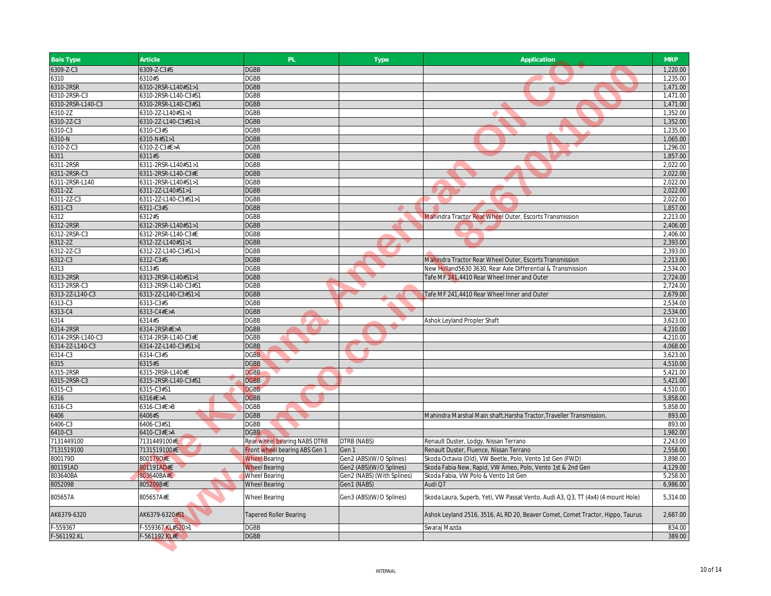| Bais Type | Article | PL | Type | Application | MRP |
|---|---|---|---|---|---|
| 6309-Z-C3 | 6309-Z-C3#S | DGBB | | | 1,220.00 |
| 6310 | 6310#S | DGBB | | | 1,235.00 |
| 6310-2RSR | 6310-2RSR-L140#S1>1 | DGBB | | | 1,471.00 |
| 6310-2RSR-C3 | 6310-2RSR-L140-C3#S1 | DGBB | | | 1,471.00 |
| 6310-2RSR-L140-C3 | 6310-2RSR-L140-C3#S1 | DGBB | | | 1,471.00 |
| 6310-2Z | 6310-2Z-L140#S1>1 | DGBB | | | 1,352.00 |
| 6310-2Z-C3 | 6310-2Z-L140-C3#S1>1 | DGBB | | | 1,352.00 |
| 6310-C3 | 6310-C3#S | DGBB | | | 1,235.00 |
| 6310-N | 6310-N#S1>1 | DGBB | | | 1,065.00 |
| 6310-Z-C3 | 6310-Z-C3#E>A | DGBB | | | 1,296.00 |
| 6311 | 6311#S | DGBB | | | 1,857.00 |
| 6311-2RSR | 6311-2RSR-L140#S1>1 | DGBB | | | 2,022.00 |
| 6311-2RSR-C3 | 6311-2RSR-L140-C3#E | DGBB | | | 2,022.00 |
| 6311-2RSR-L140 | 6311-2RSR-L140#S1>1 | DGBB | | | 2,022.00 |
| 6311-2Z | 6311-2Z-L140#S1>1 | DGBB | | | 2,022.00 |
| 6311-2Z-C3 | 6311-2Z-L140-C3#S1>1 | DGBB | | | 2,022.00 |
| 6311-C3 | 6311-C3#S | DGBB | | | 1,857.00 |
| 6312 | 6312#S | DGBB | | Mahindra Tractor Rear Wheel Outer, Escorts Transmission | 2,213.00 |
| 6312-2RSR | 6312-2RSR-L140#S1>1 | DGBB | | | 2,406.00 |
| 6312-2RSR-C3 | 6312-2RSR-L140-C3#E | DGBB | | | 2,406.00 |
| 6312-2Z | 6312-2Z-L140#S1>1 | DGBB | | | 2,393.00 |
| 6312-2Z-C3 | 6312-2Z-L140-C3#S1>1 | DGBB | | | 2,393.00 |
| 6312-C3 | 6312-C3#S | DGBB | | Mahindra Tractor Rear Wheel Outer, Escorts Transmission | 2,213.00 |
| 6313 | 6313#S | DGBB | | New Holland5630 3630, Rear Axle Differential & Transmission | 2,534.00 |
| 6313-2RSR | 6313-2RSR-L140#S1>1 | DGBB | | Tafe MF 241,4410 Rear Wheel Inner and Outer | 2,724.00 |
| 6313-2RSR-C3 | 6313-2RSR-L140-C3#S1 | DGBB | | | 2,724.00 |
| 6313-2Z-L140-C3 | 6313-2Z-L140-C3#S1>1 | DGBB | | Tafe MF 241,4410 Rear Wheel Inner and Outer | 2,679.00 |
| 6313-C3 | 6313-C3#S | DGBB | | | 2,534.00 |
| 6313-C4 | 6313-C4#E>A | DGBB | | | 2,534.00 |
| 6314 | 6314#S | DGBB | | Ashok Leyland Propler Shaft | 3,623.00 |
| 6314-2RSR | 6314-2RSR#E>A | DGBB | | | 4,210.00 |
| 6314-2RSR-L140-C3 | 6314-2RSR-L140-C3#E | DGBB | | | 4,210.00 |
| 6314-2Z-L140-C3 | 6314-2Z-L140-C3#S1>1 | DGBB | | | 4,068.00 |
| 6314-C3 | 6314-C3#S | DGBB | | | 3,623.00 |
| 6315 | 6315#S | DGBB | | | 4,510.00 |
| 6315-2RSR | 6315-2RSR-L140#E | DGBB | | | 5,421.00 |
| 6315-2RSR-C3 | 6315-2RSR-L140-C3#S1 | DGBB | | | 5,421.00 |
| 6315-C3 | 6315-C3#S1 | DGBB | | | 4,510.00 |
| 6316 | 6316#E>A | DGBB | | | 5,858.00 |
| 6316-C3 | 6316-C3#E>B | DGBB | | | 5,858.00 |
| 6406 | 6406#S | DGBB | | Mahindra Marshal Main shaft,Harsha Tractor,Traveller Transmission, | 893.00 |
| 6406-C3 | 6406-C3#S1 | DGBB | | | 893.00 |
| 6410-C3 | 6410-C3#E>A | DGBB | | | 1,982.00 |
| 7131449100 | 7131449100#E | Rear wheel bearing NABS DTRB | DTRB (NABS) | Renault Duster, Lodgy, Nissan Terrano | 2,243.00 |
| 7131519100 | 7131519100#E | Front wheel bearing ABS Gen 1 | Gen 1 | Renault Duster, Fluence, Nissan Terrano | 2,558.00 |
| 800179D | 800179D#E | Wheel Bearing | Gen2 (ABS)(W/O Splines) | Skoda Octavia (Old), VW Beetle, Polo, Vento 1st Gen (FWD) | 3,898.00 |
| 801191AD | 801191AD#E | Wheel Bearing | Gen2 (ABS)(W/O Splines) | Skoda Fabia New, Rapid, VW Ameo, Polo, Vento 1st & 2nd Gen | 4,129.00 |
| 803640BA | 803640BA#E | Wheel Bearing | Gen2 (NABS) (With Splines) | Skoda Fabia, VW Polo & Vento 1st Gen | 5,258.00 |
| 805209B | 805209B#E | Wheel Bearing | Gen1 (NABS) | Audi Q7 | 6,986.00 |
| 805657A | 805657A#E | Wheel Bearing | Gen3 (ABS)(W/O Splines) | Skoda Laura, Superb, Yeti, VW Passat Vento, Audi A3, Q3, TT (4x4) (4 mount Hole) | 5,314.00 |
| AK6379-6320 | AK6379-6320#S1 | Tapered Roller Bearing | | Ashok Leyland 2516, 3516, AL RD 20, Beaver Comet, Comet Tractor, Hippo, Taurus | 2,687.00 |
| F-559367 | F-559367.KL#S20>1 | DGBB | | Swaraj Mazda | 834.00 |
| F-561192.KL | F-561192.KL#E | DGBB | | | 389.00 |

INTERNAL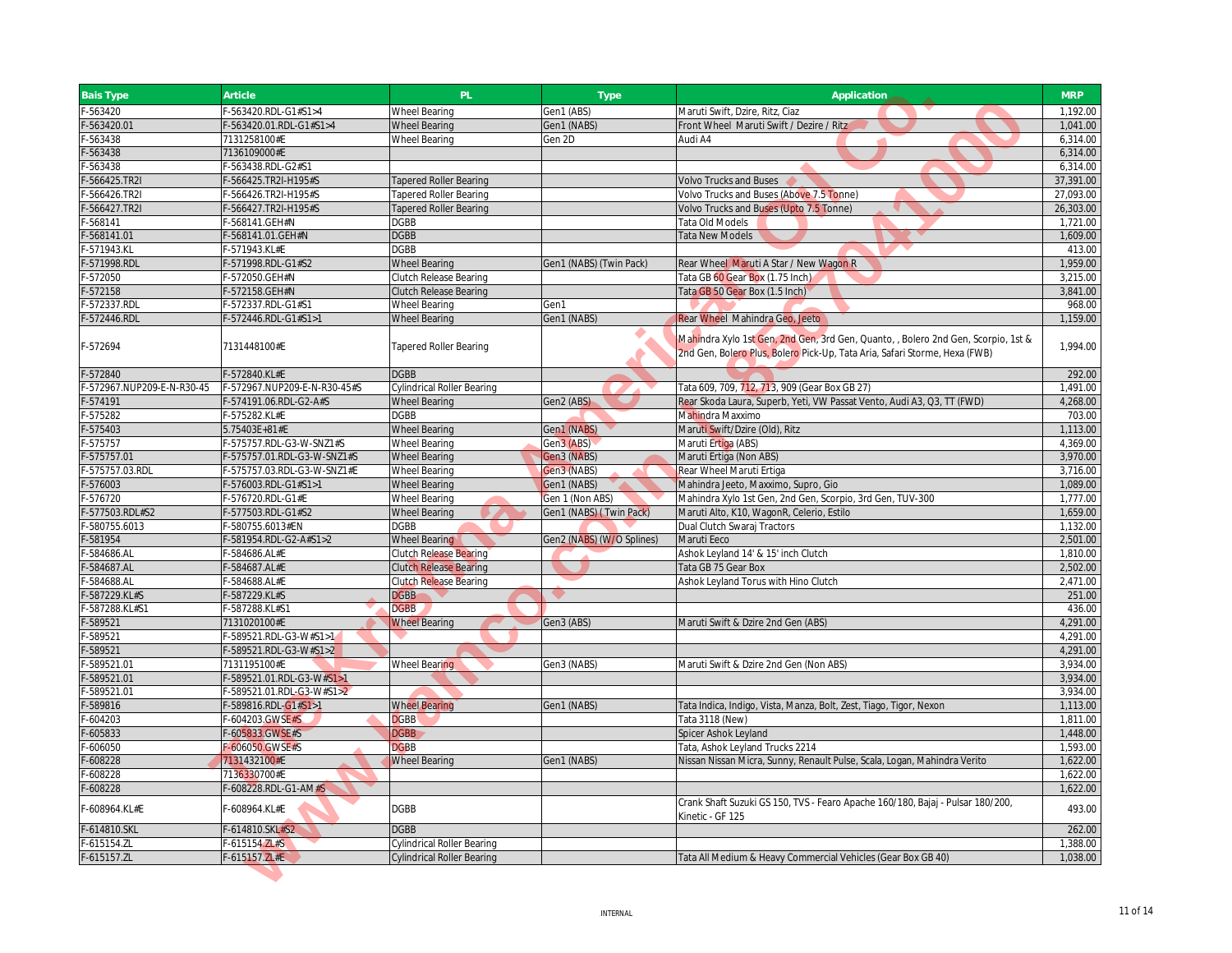| Bais Type | Article | PL | Type | Application | MRP |
|---|---|---|---|---|---|
| F-563420 | F-563420.RDL-G1#S1>4 | Wheel Bearing | Gen1 (ABS) | Maruti Swift, Dzire, Ritz, Ciaz | 1,192.00 |
| F-563420.01 | F-563420.01.RDL-G1#S1>4 | Wheel Bearing | Gen1 (NABS) | Front Wheel Maruti Swift / Dezire / Ritz | 1,041.00 |
| F-563438 | 7131258100#E | Wheel Bearing | Gen 2D | Audi A4 | 6,314.00 |
| F-563438 | 7136109000#E | | | | 6,314.00 |
| F-563438 | F-563438.RDL-G2#S1 | | | | 6,314.00 |
| F-566425.TR2I | F-566425.TR2I-H195#S | Tapered Roller Bearing | | Volvo Trucks and Buses | 37,391.00 |
| F-566426.TR2I | F-566426.TR2I-H195#S | Tapered Roller Bearing | | Volvo Trucks and Buses (Above 7.5 Tonne) | 27,093.00 |
| F-566427.TR2I | F-566427.TR2I-H195#S | Tapered Roller Bearing | | Volvo Trucks and Buses (Upto 7.5 Tonne) | 26,303.00 |
| F-568141 | F-568141.GEH#N | DGBB | | Tata Old Models | 1,721.00 |
| F-568141.01 | F-568141.01.GEH#N | DGBB | | Tata New Models | 1,609.00 |
| F-571943.KL | F-571943.KL#E | DGBB | | | 413.00 |
| F-571998.RDL | F-571998.RDL-G1#S2 | Wheel Bearing | Gen1 (NABS) (Twin Pack) | Rear Wheel Maruti A Star / New Wagon R | 1,959.00 |
| F-572050 | F-572050.GEH#N | Clutch Release Bearing | | Tata GB 60 Gear Box (1.75 Inch) | 3,215.00 |
| F-572158 | F-572158.GEH#N | Clutch Release Bearing | | Tata GB 50 Gear Box (1.5 Inch) | 3,841.00 |
| F-572337.RDL | F-572337.RDL-G1#S1 | Wheel Bearing | Gen1 | | 968.00 |
| F-572446.RDL | F-572446.RDL-G1#S1>1 | Wheel Bearing | Gen1 (NABS) | Rear Wheel Mahindra Geo, Jeeto | 1,159.00 |
| F-572694 | 7131448100#E | Tapered Roller Bearing | | Mahindra Xylo 1st Gen, 2nd Gen, 3rd Gen, Quanto, , Bolero 2nd Gen, Scorpio, 1st & 2nd Gen, Bolero Plus, Bolero Pick-Up, Tata Aria, Safari Storme, Hexa (FWB) | 1,994.00 |
| F-572840 | F-572840.KL#E | DGBB | | | 292.00 |
| F-572967.NUP209-E-N-R30-45 | F-572967.NUP209-E-N-R30-45#S | Cylindrical Roller Bearing | | Tata 609, 709, 712, 713, 909 (Gear Box GB 27) | 1,491.00 |
| F-574191 | F-574191.06.RDL-G2-A#S | Wheel Bearing | Gen2 (ABS) | Rear Skoda Laura, Superb, Yeti, VW Passat Vento, Audi A3, Q3, TT (FWD) | 4,268.00 |
| F-575282 | F-575282.KL#E | DGBB | | Mahindra Maxximo | 703.00 |
| F-575403 | 5.75403E+81#E | Wheel Bearing | Gen1 (NABS) | Maruti Swift/Dzire (Old), Ritz | 1,113.00 |
| F-575757 | F-575757.RDL-G3-W-SNZ1#S | Wheel Bearing | Gen3 (ABS) | Maruti Ertiga (ABS) | 4,369.00 |
| F-575757.01 | F-575757.01.RDL-G3-W-SNZ1#S | Wheel Bearing | Gen3 (NABS) | Maruti Ertiga (Non ABS) | 3,970.00 |
| F-575757.03.RDL | F-575757.03.RDL-G3-W-SNZ1#E | Wheel Bearing | Gen3 (NABS) | Rear Wheel Maruti Ertiga | 3,716.00 |
| F-576003 | F-576003.RDL-G1#S1>1 | Wheel Bearing | Gen1 (NABS) | Mahindra Jeeto, Maxximo, Supro, Gio | 1,089.00 |
| F-576720 | F-576720.RDL-G1#E | Wheel Bearing | Gen 1 (Non ABS) | Mahindra Xylo 1st Gen, 2nd Gen, Scorpio, 3rd Gen, TUV-300 | 1,777.00 |
| F-577503.RDL#S2 | F-577503.RDL-G1#S2 | Wheel Bearing | Gen1 (NABS) ( Twin Pack) | Maruti Alto, K10, WagonR, Celerio, Estilo | 1,659.00 |
| F-580755.6013 | F-580755.6013#EN | DGBB | | Dual Clutch Swaraj Tractors | 1,132.00 |
| F-581954 | F-581954.RDL-G2-A#S1>2 | Wheel Bearing | Gen2 (NABS) (W/O Splines) | Maruti Eeco | 2,501.00 |
| F-584686.AL | F-584686.AL#E | Clutch Release Bearing | | Ashok Leyland 14' & 15' inch Clutch | 1,810.00 |
| F-584687.AL | F-584687.AL#E | Clutch Release Bearing | | Tata GB 75 Gear Box | 2,502.00 |
| F-584688.AL | F-584688.AL#E | Clutch Release Bearing | | Ashok Leyland Torus with Hino Clutch | 2,471.00 |
| F-587229.KL#S | F-587229.KL#S | DGBB | | | 251.00 |
| F-587288.KL#S1 | F-587288.KL#S1 | DGBB | | | 436.00 |
| F-589521 | 7131020100#E | Wheel Bearing | Gen3 (ABS) | Maruti Swift & Dzire 2nd Gen (ABS) | 4,291.00 |
| F-589521 | F-589521.RDL-G3-W#S1>1 | | | | 4,291.00 |
| F-589521 | F-589521.RDL-G3-W#S1>2 | | | | 4,291.00 |
| F-589521.01 | 7131195100#E | Wheel Bearing | Gen3 (NABS) | Maruti Swift & Dzire 2nd Gen (Non ABS) | 3,934.00 |
| F-589521.01 | F-589521.01.RDL-G3-W#S1>1 | | | | 3,934.00 |
| F-589521.01 | F-589521.01.RDL-G3-W#S1>2 | | | | 3,934.00 |
| F-589816 | F-589816.RDL-G1#S1>1 | Wheel Bearing | Gen1 (NABS) | Tata Indica, Indigo, Vista, Manza, Bolt, Zest, Tiago, Tigor, Nexon | 1,113.00 |
| F-604203 | F-604203.GWSE#S | DGBB | | Tata 3118 (New) | 1,811.00 |
| F-605833 | F-605833.GWSE#S | DGBB | | Spicer Ashok Leyland | 1,448.00 |
| F-606050 | F-606050.GWSE#S | DGBB | | Tata, Ashok Leyland Trucks 2214 | 1,593.00 |
| F-608228 | 7131432100#E | Wheel Bearing | Gen1 (NABS) | Nissan Nissan Micra, Sunny, Renault Pulse, Scala, Logan, Mahindra Verito | 1,622.00 |
| F-608228 | 7136330700#E | | | | 1,622.00 |
| F-608228 | F-608228.RDL-G1-AM#S | | | | 1,622.00 |
| F-608964.KL#E | F-608964.KL#E | DGBB | | Crank Shaft Suzuki GS 150, TVS - Fearo Apache 160/180, Bajaj - Pulsar 180/200, Kinetic - GF 125 | 493.00 |
| F-614810.SKL | F-614810.SKL#S2 | DGBB | | | 262.00 |
| F-615154.ZL | F-615154.ZL#S | Cylindrical Roller Bearing | | | 1,388.00 |
| F-615157.ZL | F-615157.ZL#E | Cylindrical Roller Bearing | | Tata All Medium & Heavy Commercial Vehicles (Gear Box GB 40) | 1,038.00 |

INTERNAL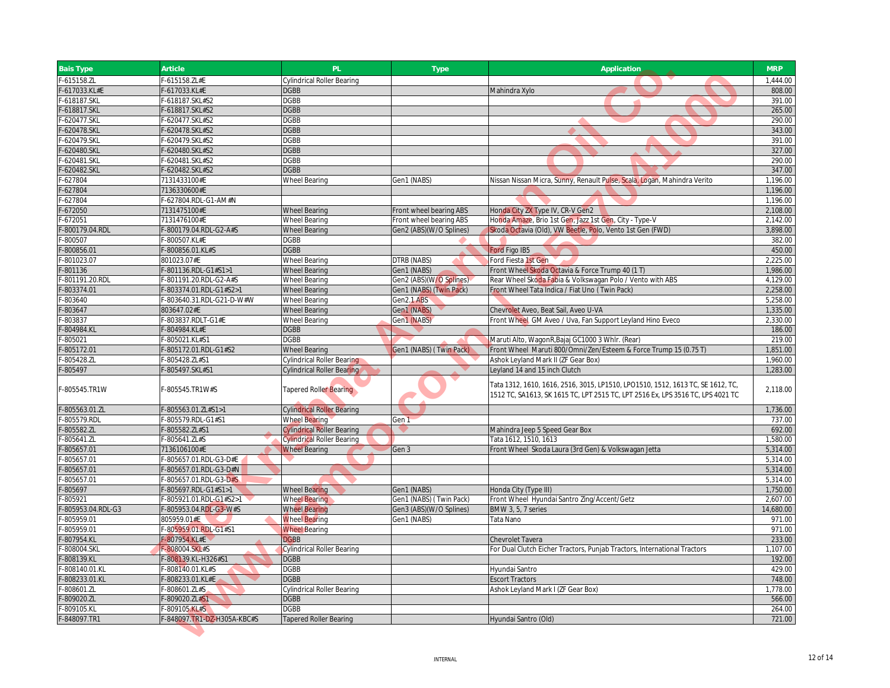| Bais Type | Article | PL | Type | Application | MRP |
|---|---|---|---|---|---|
| F-615158.ZL | F-615158.ZL#E | Cylindrical Roller Bearing | | | 1,444.00 |
| F-617033.KL#E | F-617033.KL#E | DGBB | | Mahindra Xylo | 808.00 |
| F-618187.SKL | F-618187.SKL#S2 | DGBB | | | 391.00 |
| F-618817.SKL | F-618817.SKL#S2 | DGBB | | | 265.00 |
| F-620477.SKL | F-620477.SKL#S2 | DGBB | | | 290.00 |
| F-620478.SKL | F-620478.SKL#S2 | DGBB | | | 343.00 |
| F-620479.SKL | F-620479.SKL#S2 | DGBB | | | 391.00 |
| F-620480.SKL | F-620480.SKL#S2 | DGBB | | | 327.00 |
| F-620481.SKL | F-620481.SKL#S2 | DGBB | | | 290.00 |
| F-620482.SKL | F-620482.SKL#S2 | DGBB | | | 347.00 |
| F-627804 | 7131433100#E | Wheel Bearing | Gen1 (NABS) | Nissan Nissan Micra, Sunny, Renault Pulse, Scala, Logan, Mahindra Verito | 1,196.00 |
| F-627804 | 7136330600#E | | | | 1,196.00 |
| F-627804 | F-627804.RDL-G1-AM #N | | | | 1,196.00 |
| F-672050 | 7131475100#E | Wheel Bearing | Front wheel bearing ABS | Honda City ZX Type IV, CR-V Gen2 | 2,108.00 |
| F-672051 | 7131476100#E | Wheel Bearing | Front wheel bearing ABS | Honda Amaze, Brio 1st Gen, Jazz 1st Gen, City - Type-V | 2,142.00 |
| F-800179.04.RDL | F-800179.04.RDL-G2-A#S | Wheel Bearing | Gen2 (ABS)(W/O Splines) | Skoda Octavia (Old), VW Beetle, Polo, Vento 1st Gen (FWD) | 3,898.00 |
| F-800507 | F-800507.KL#E | DGBB | | | 382.00 |
| F-800856.01 | F-800856.01.KL#S | DGBB | | Ford Figo IB5 | 450.00 |
| F-801023.07 | 801023.07#E | Wheel Bearing | DTRB (NABS) | Ford Fiesta 1st Gen | 2,225.00 |
| F-801136 | F-801136.RDL-G1#S1>1 | Wheel Bearing | Gen1 (NABS) | Front Wheel Skoda Octavia & Force Trump 40 (1 T) | 1,986.00 |
| F-801191.20.RDL | F-801191.20.RDL-G2-A#S | Wheel Bearing | Gen2 (ABS)(W/O Splines) | Rear Wheel Skoda Fabia & Volkswagan Polo / Vento with ABS | 4,129.00 |
| F-803374.01 | F-803374.01.RDL-G1#S2>1 | Wheel Bearing | Gen1 (NABS) (Twin Pack) | Front Wheel Tata Indica / Fiat Uno ( Twin Pack) | 2,258.00 |
| F-803640 | F-803640.31.RDL-G21-D-W#W | Wheel Bearing | Gen2.1 ABS | | 5,258.00 |
| F-803647 | 803647.02#E | Wheel Bearing | Gen1 (NABS) | Chevrolet Aveo, Beat Sail, Aveo U-VA | 1,335.00 |
| F-803837 | F-803837.RDLT-G1#E | Wheel Bearing | Gen1 (NABS) | Front Wheel GM Aveo / Uva, Fan Support Leyland Hino Eveco | 2,330.00 |
| F-804984.KL | F-804984.KL#E | DGBB | | | 186.00 |
| F-805021 | F-805021.KL#S1 | DGBB | | Maruti Alto, WagonR,Bajaj GC1000 3 Whlr. (Rear) | 219.00 |
| F-805172.01 | F-805172.01.RDL-G1#S2 | Wheel Bearing | Gen1 (NABS) ( Twin Pack) | Front Wheel Maruti 800/Omni/Zen/Esteem & Force Trump 15 (0.75 T) | 1,851.00 |
| F-805428.ZL | F-805428.ZL#S1 | Cylindrical Roller Bearing | | Ashok Leyland Mark II (ZF Gear Box) | 1,960.00 |
| F-805497 | F-805497.SKL#S1 | Cylindrical Roller Bearing | | Leyland 14 and 15 inch Clutch | 1,283.00 |
| F-805545.TR1W | F-805545.TR1W#S | Tapered Roller Bearing | | Tata 1312, 1610, 1616, 2516, 3015, LP1510, LPO1510, 1512, 1613 TC, SE 1612, TC, 1512 TC, SA1613, SK 1615 TC, LPT 2515 TC, LPT 2516 Ex, LPS 3516 TC, LPS 4021 TC | 2,118.00 |
| F-805563.01.ZL | F-805563.01.ZL#S1>1 | Cylindrical Roller Bearing | | | 1,736.00 |
| F-805579.RDL | F-805579.RDL-G1#S1 | Wheel Bearing | Gen 1 | | 737.00 |
| F-805582.ZL | F-805582.ZL#S1 | Cylindrical Roller Bearing | | Mahindra Jeep 5 Speed Gear Box | 692.00 |
| F-805641.ZL | F-805641.ZL#S | Cylindrical Roller Bearing | | Tata 1612, 1510, 1613 | 1,580.00 |
| F-805657.01 | 7136106100#E | Wheel Bearing | Gen 3 | Front Wheel Skoda Laura (3rd Gen) & Volkswagan Jetta | 5,314.00 |
| F-805657.01 | F-805657.01.RDL-G3-D#E | | | | 5,314.00 |
| F-805657.01 | F-805657.01.RDL-G3-D#N | | | | 5,314.00 |
| F-805657.01 | F-805657.01.RDL-G3-D#S | | | | 5,314.00 |
| F-805697 | F-805697.RDL-G1#S1>1 | Wheel Bearing | Gen1 (NABS) | Honda City (Type III) | 1,750.00 |
| F-805921 | F-805921.01.RDL-G1#S2>1 | Wheel Bearing | Gen1 (NABS) ( Twin Pack) | Front Wheel Hyundai Santro Zing/Accent/Getz | 2,607.00 |
| F-805953.04.RDL-G3 | F-805953.04.RDL-G3-W#S | Wheel Bearing | Gen3 (ABS)(W/O Splines) | BMW 3, 5, 7 series | 14,680.00 |
| F-805959.01 | 805959.01#E | Wheel Bearing | Gen1 (NABS) | Tata Nano | 971.00 |
| F-805959.01 | F-805959.01.RDL-G1#S1 | Wheel Bearing | | | 971.00 |
| F-807954.KL | F-807954.KL#E | DGBB | | Chevrolet Tavera | 233.00 |
| F-808004.SKL | F-808004.SKL#S | Cylindrical Roller Bearing | | For Dual Clutch Eicher Tractors, Punjab Tractors, International Tractors | 1,107.00 |
| F-808139.KL | F-808139.KL-H326#S1 | DGBB | | | 192.00 |
| F-808140.01.KL | F-808140.01.KL#S | DGBB | | Hyundai Santro | 429.00 |
| F-808233.01.KL | F-808233.01.KL#E | DGBB | | Escort Tractors | 748.00 |
| F-808601.ZL | F-808601.ZL#S | Cylindrical Roller Bearing | | Ashok Leyland Mark I (ZF Gear Box) | 1,778.00 |
| F-809020.ZL | F-809020.ZL#S1 | DGBB | | | 566.00 |
| F-809105.KL | F-809105.KL#S | DGBB | | | 264.00 |
| F-848097.TR1 | F-848097.TR1-DZ-H305A-KBC#S | Tapered Roller Bearing | | Hyundai Santro (Old) | 721.00 |

INTERNAL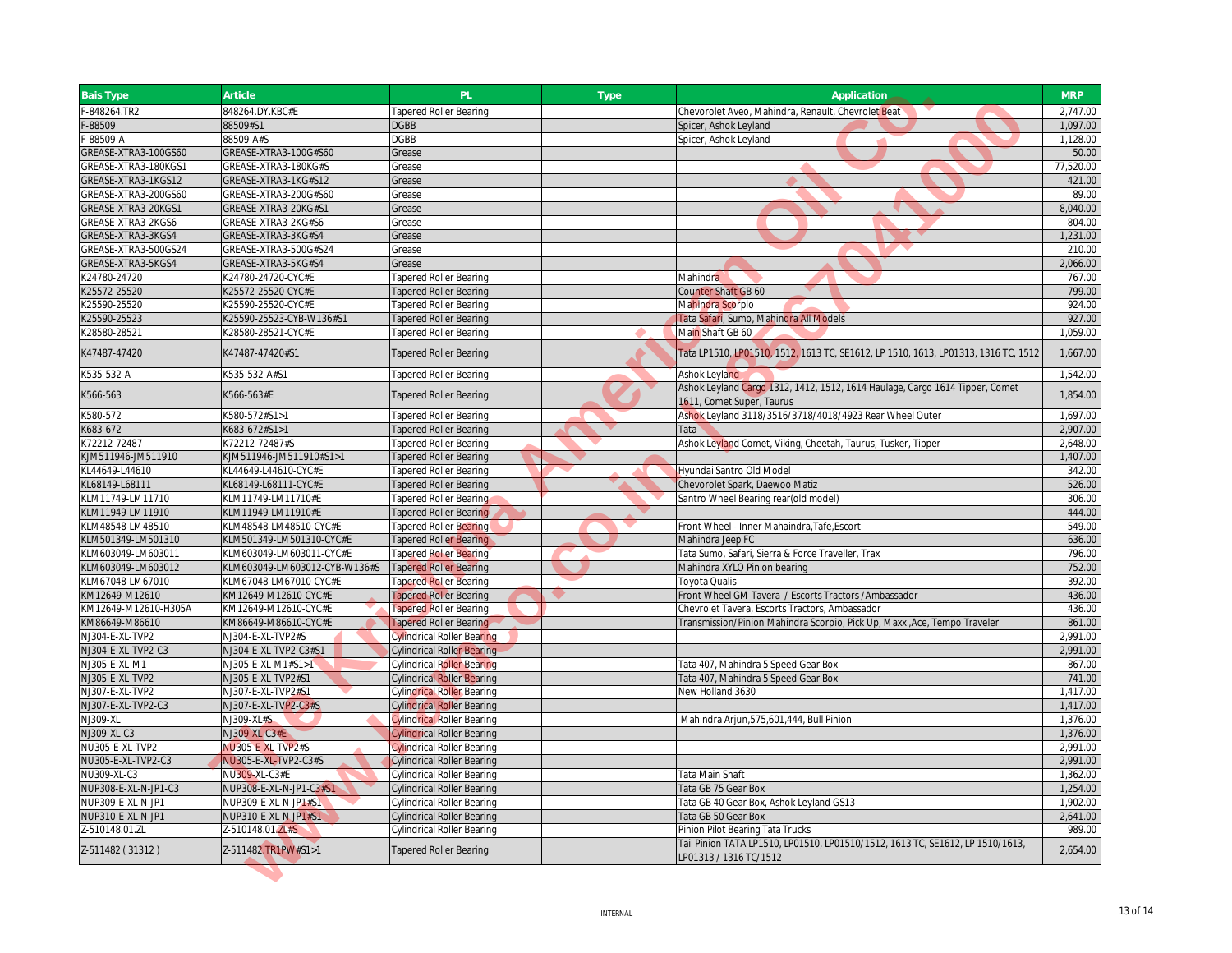| Bais Type | Article | PL | Type | Application | MRP |
|---|---|---|---|---|---|
| F-848264.TR2 | 848264.DY.KBC#E | Tapered Roller Bearing | | Chevorolet Aveo, Mahindra, Renault, Chevrolet Beat | 2,747.00 |
| F-88509 | 88509#S1 | DGBB | | Spicer, Ashok Leyland | 1,097.00 |
| F-88509-A | 88509-A#S | DGBB | | Spicer, Ashok Leyland | 1,128.00 |
| GREASE-XTRA3-100GS60 | GREASE-XTRA3-100G#S60 | Grease | | | 50.00 |
| GREASE-XTRA3-180KGS1 | GREASE-XTRA3-180KG#S | Grease | | | 77,520.00 |
| GREASE-XTRA3-1KGS12 | GREASE-XTRA3-1KG#S12 | Grease | | | 421.00 |
| GREASE-XTRA3-200GS60 | GREASE-XTRA3-200G#S60 | Grease | | | 89.00 |
| GREASE-XTRA3-20KGS1 | GREASE-XTRA3-20KG#S1 | Grease | | | 8,040.00 |
| GREASE-XTRA3-2KGS6 | GREASE-XTRA3-2KG#S6 | Grease | | | 804.00 |
| GREASE-XTRA3-3KGS4 | GREASE-XTRA3-3KG#S4 | Grease | | | 1,231.00 |
| GREASE-XTRA3-500GS24 | GREASE-XTRA3-500G#S24 | Grease | | | 210.00 |
| GREASE-XTRA3-5KGS4 | GREASE-XTRA3-5KG#S4 | Grease | | | 2,066.00 |
| K24780-24720 | K24780-24720-CYC#E | Tapered Roller Bearing | | Mahindra | 767.00 |
| K25572-25520 | K25572-25520-CYC#E | Tapered Roller Bearing | | Counter Shaft GB 60 | 799.00 |
| K25590-25520 | K25590-25520-CYC#E | Tapered Roller Bearing | | Mahindra Scorpio | 924.00 |
| K25590-25523 | K25590-25523-CYB-W136#S1 | Tapered Roller Bearing | | Tata Safari, Sumo, Mahindra All Models | 927.00 |
| K28580-28521 | K28580-28521-CYC#E | Tapered Roller Bearing | | Main Shaft GB 60 | 1,059.00 |
| K47487-47420 | K47487-47420#S1 | Tapered Roller Bearing | | Tata LP1510, LP01510, 1512, 1613 TC, SE1612, LP 1510, 1613, LP01313, 1316 TC, 1512 | 1,667.00 |
| K535-532-A | K535-532-A#S1 | Tapered Roller Bearing | | Ashok Leyland | 1,542.00 |
| K566-563 | K566-563#E | Tapered Roller Bearing | | Ashok Leyland Cargo 1312, 1412, 1512, 1614 Haulage, Cargo 1614 Tipper, Comet 1611, Comet Super, Taurus | 1,854.00 |
| K580-572 | K580-572#S1>1 | Tapered Roller Bearing | | Ashok Leyland 3118/3516/3718/4018/4923 Rear Wheel Outer | 1,697.00 |
| K683-672 | K683-672#S1>1 | Tapered Roller Bearing | | Tata | 2,907.00 |
| K72212-72487 | K72212-72487#S | Tapered Roller Bearing | | Ashok Leyland Comet, Viking, Cheetah, Taurus, Tusker, Tipper | 2,648.00 |
| KJM511946-JM511910 | KJM511946-JM511910#S1>1 | Tapered Roller Bearing | | | 1,407.00 |
| KL44649-L44610 | KL44649-L44610-CYC#E | Tapered Roller Bearing | | Hyundai Santro Old Model | 342.00 |
| KL68149-L68111 | KL68149-L68111-CYC#E | Tapered Roller Bearing | | Chevorolet Spark, Daewoo Matiz | 526.00 |
| KLM11749-LM11710 | KLM11749-LM11710#E | Tapered Roller Bearing | | Santro Wheel Bearing rear(old model) | 306.00 |
| KLM11949-LM11910 | KLM11949-LM11910#E | Tapered Roller Bearing | | | 444.00 |
| KLM48548-LM48510 | KLM48548-LM48510-CYC#E | Tapered Roller Bearing | | Front Wheel - Inner Mahaindra,Tafe,Escort | 549.00 |
| KLM501349-LM501310 | KLM501349-LM501310-CYC#E | Tapered Roller Bearing | | Mahindra Jeep FC | 636.00 |
| KLM603049-LM603011 | KLM603049-LM603011-CYC#E | Tapered Roller Bearing | | Tata Sumo, Safari, Sierra & Force Traveller, Trax | 796.00 |
| KLM603049-LM603012 | KLM603049-LM603012-CYB-W136#S | Tapered Roller Bearing | | Mahindra XYLO Pinion bearing | 752.00 |
| KLM67048-LM67010 | KLM67048-LM67010-CYC#E | Tapered Roller Bearing | | Toyota Qualis | 392.00 |
| KM12649-M12610 | KM12649-M12610-CYC#E | Tapered Roller Bearing | | Front Wheel GM Tavera / Escorts Tractors /Ambassador | 436.00 |
| KM12649-M12610-H305A | KM12649-M12610-CYC#E | Tapered Roller Bearing | | Chevrolet Tavera, Escorts Tractors, Ambassador | 436.00 |
| KM86649-M86610 | KM86649-M86610-CYC#E | Tapered Roller Bearing | | Transmission/Pinion Mahindra Scorpio, Pick Up, Maxx ,Ace, Tempo Traveler | 861.00 |
| NJ304-E-XL-TVP2 | NJ304-E-XL-TVP2#S | Cylindrical Roller Bearing | | | 2,991.00 |
| NJ304-E-XL-TVP2-C3 | NJ304-E-XL-TVP2-C3#S1 | Cylindrical Roller Bearing | | | 2,991.00 |
| NJ305-E-XL-M1 | NJ305-E-XL-M1#S1>1 | Cylindrical Roller Bearing | | Tata 407, Mahindra 5 Speed Gear Box | 867.00 |
| NJ305-E-XL-TVP2 | NJ305-E-XL-TVP2#S1 | Cylindrical Roller Bearing | | Tata 407, Mahindra 5 Speed Gear Box | 741.00 |
| NJ307-E-XL-TVP2 | NJ307-E-XL-TVP2#S1 | Cylindrical Roller Bearing | | New Holland 3630 | 1,417.00 |
| NJ307-E-XL-TVP2-C3 | NJ307-E-XL-TVP2-C3#S | Cylindrical Roller Bearing | | | 1,417.00 |
| NJ309-XL | NJ309-XL#S | Cylindrical Roller Bearing | | Mahindra Arjun,575,601,444, Bull Pinion | 1,376.00 |
| NJ309-XL-C3 | NJ309-XL-C3#E | Cylindrical Roller Bearing | | | 1,376.00 |
| NU305-E-XL-TVP2 | NU305-E-XL-TVP2#S | Cylindrical Roller Bearing | | | 2,991.00 |
| NU305-E-XL-TVP2-C3 | NU305-E-XL-TVP2-C3#S | Cylindrical Roller Bearing | | | 2,991.00 |
| NU309-XL-C3 | NU309-XL-C3#E | Cylindrical Roller Bearing | | Tata Main Shaft | 1,362.00 |
| NUP308-E-XL-N-JP1-C3 | NUP308-E-XL-N-JP1-C3#S1 | Cylindrical Roller Bearing | | Tata GB 75 Gear Box | 1,254.00 |
| NUP309-E-XL-N-JP1 | NUP309-E-XL-N-JP1#S1 | Cylindrical Roller Bearing | | Tata GB 40 Gear Box, Ashok Leyland GS13 | 1,902.00 |
| NUP310-E-XL-N-JP1 | NUP310-E-XL-N-JP1#S1 | Cylindrical Roller Bearing | | Tata GB 50 Gear Box | 2,641.00 |
| Z-510148.01.ZL | Z-510148.01.ZL#S | Cylindrical Roller Bearing | | Pinion Pilot Bearing Tata Trucks | 989.00 |
| Z-511482 ( 31312 ) | Z-511482.TR1PW#S1>1 | Tapered Roller Bearing | | Tail Pinion TATA LP1510, LP01510, LP01510/1512, 1613 TC, SE1612, LP 1510/1613, LP01313 / 1316 TC/1512 | 2,654.00 |

INTERNAL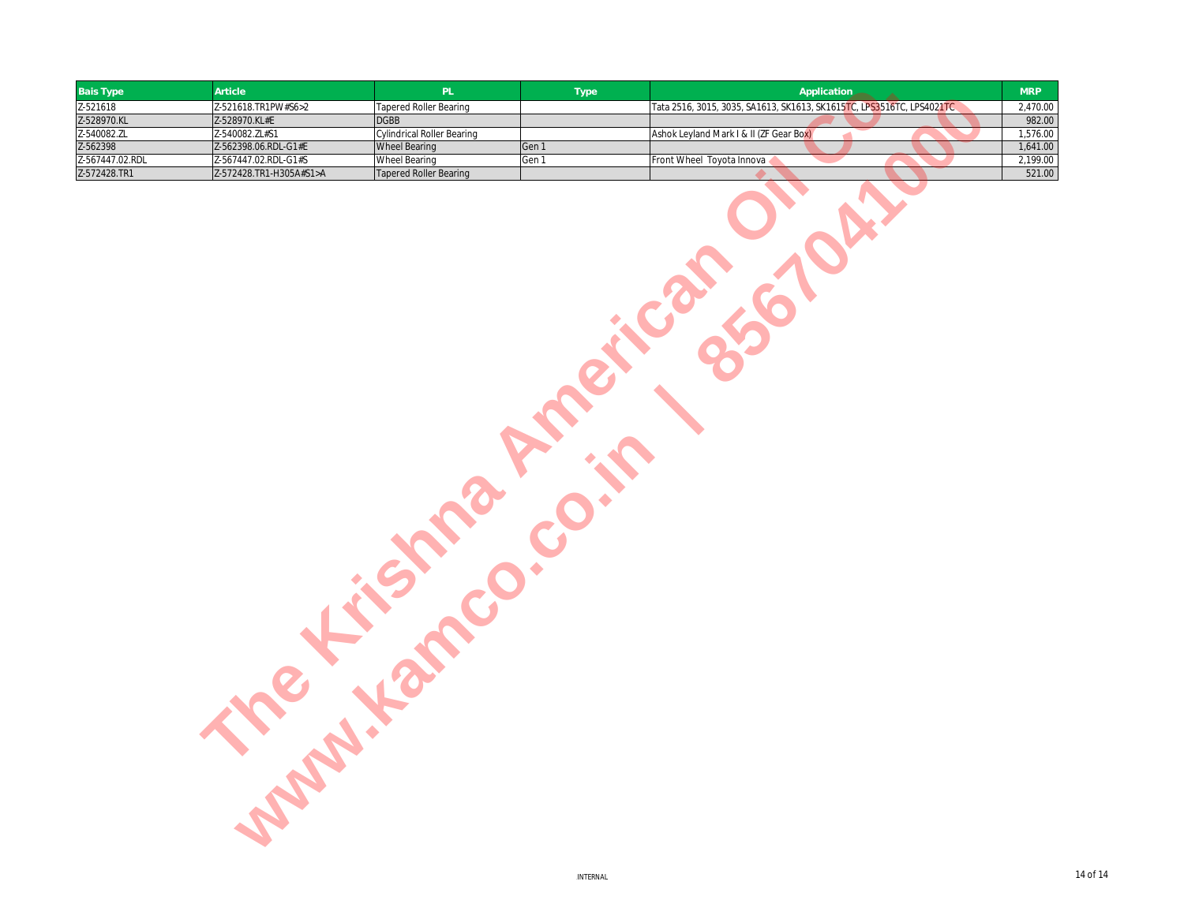| Bais Type | Article | PL | Type | Application | MRP |
|---|---|---|---|---|---|
| Z-521618 | Z-521618.TR1PW#S6>2 | Tapered Roller Bearing | | Tata 2516, 3015, 3035, SA1613, SK1613, SK1615TC, LPS3516TC, LPS4021TC | 2,470.00 |
| Z-528970.KL | Z-528970.KL#E | DGBB | | | 982.00 |
| Z-540082.ZL | Z-540082.ZL#S1 | Cylindrical Roller Bearing | | Ashok Leyland Mark I & II (ZF Gear Box) | 1,576.00 |
| Z-562398 | Z-562398.06.RDL-G1#E | Wheel Bearing | Gen 1 | | 1,641.00 |
| Z-567447.02.RDL | Z-567447.02.RDL-G1#S | Wheel Bearing | Gen 1 | Front Wheel Toyota Innova | 2,199.00 |
| Z-572428.TR1 | Z-572428.TR1-H305A#S1>A | Tapered Roller Bearing | | | 521.00 |

INTERNAL